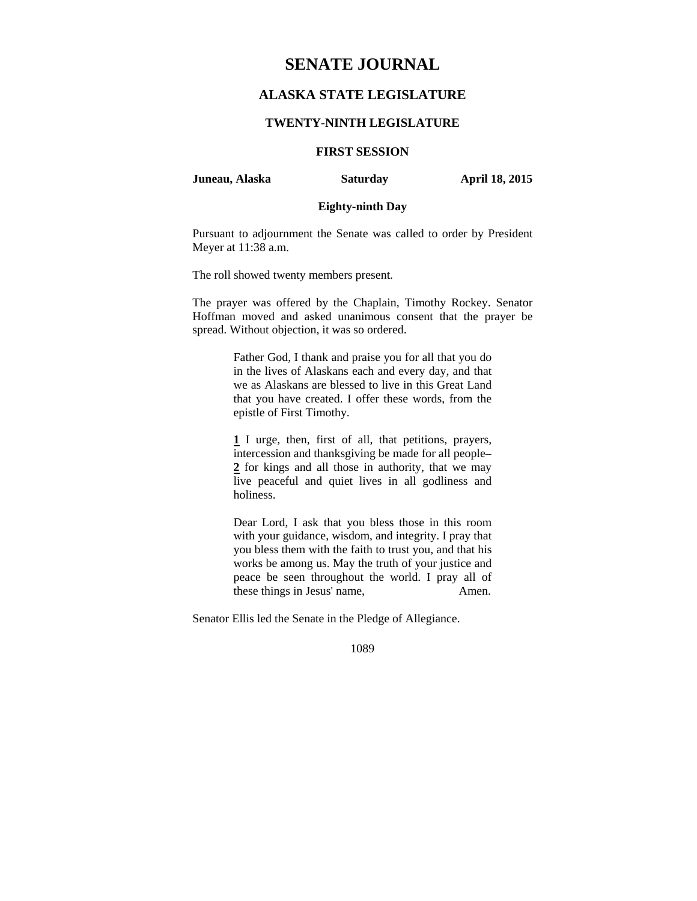# SENATE JOURNAL

## ALASKA STATE LEGISLATURE

### TWENTY-NINTH LEGISLATURE

### FIRST SESSION

**Juneau, Alaska** **Saturday** **April 18, 2015**

**Eighty-ninth Day**

Pursuant to adjournment the Senate was called to order by President Meyer at 11:38 a.m.

The roll showed twenty members present.

The prayer was offered by the Chaplain, Timothy Rockey. Senator Hoffman moved and asked unanimous consent that the prayer be spread. Without objection, it was so ordered.

> Father God, I thank and praise you for all that you do in the lives of Alaskans each and every day, and that we as Alaskans are blessed to live in this Great Land that you have created. I offer these words, from the epistle of First Timothy.
>
> **1** I urge, then, first of all, that petitions, prayers, intercession and thanksgiving be made for all people– **2** for kings and all those in authority, that we may live peaceful and quiet lives in all godliness and holiness.
>
> Dear Lord, I ask that you bless those in this room with your guidance, wisdom, and integrity. I pray that you bless them with the faith to trust you, and that his works be among us. May the truth of your justice and peace be seen throughout the world. I pray all of these things in Jesus' name, Amen.

Senator Ellis led the Senate in the Pledge of Allegiance.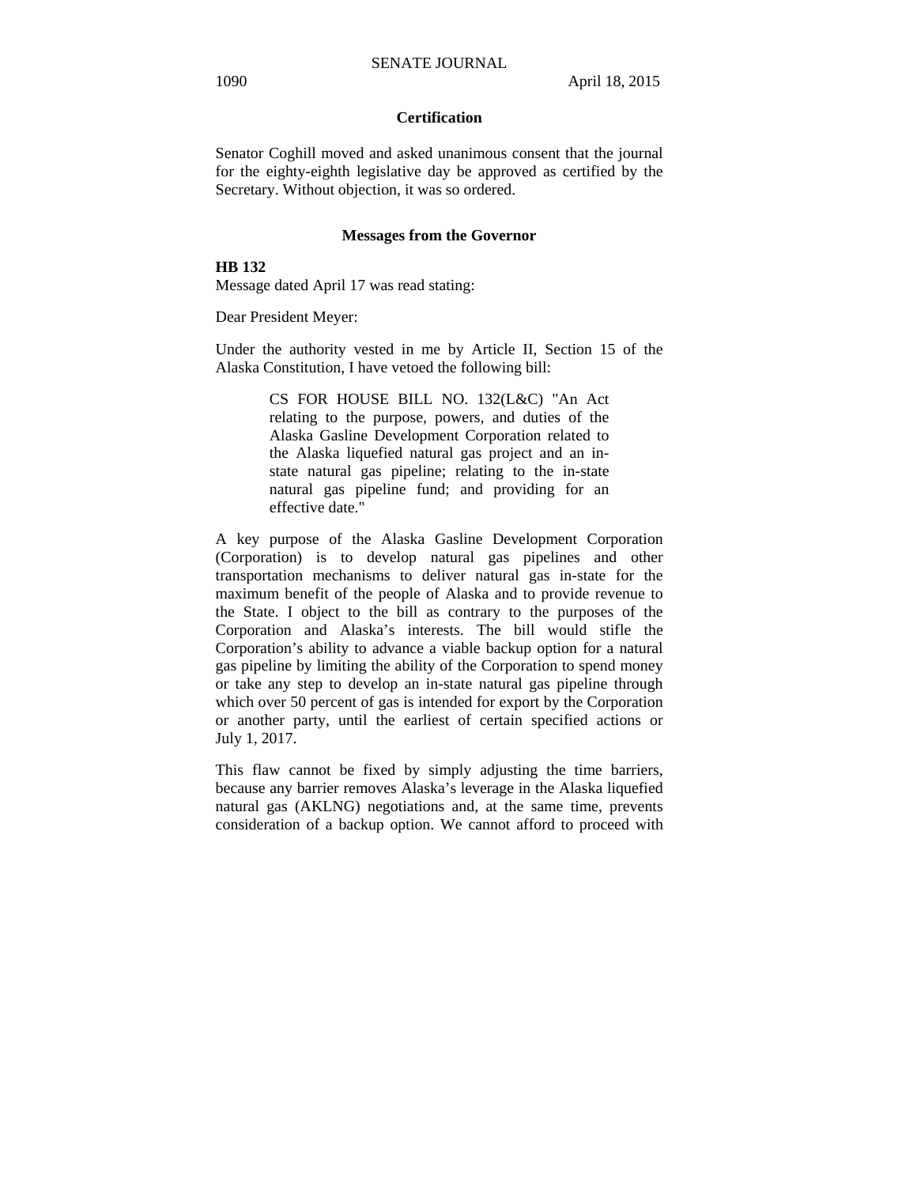### Certification

Senator Coghill moved and asked unanimous consent that the journal for the eighty-eighth legislative day be approved as certified by the Secretary. Without objection, it was so ordered.

### Messages from the Governor

**HB 132**
Message dated April 17 was read stating:

Dear President Meyer:

Under the authority vested in me by Article II, Section 15 of the Alaska Constitution, I have vetoed the following bill:

> CS FOR HOUSE BILL NO. 132(L&C) "An Act relating to the purpose, powers, and duties of the Alaska Gasline Development Corporation related to the Alaska liquefied natural gas project and an in-state natural gas pipeline; relating to the in-state natural gas pipeline fund; and providing for an effective date."

A key purpose of the Alaska Gasline Development Corporation (Corporation) is to develop natural gas pipelines and other transportation mechanisms to deliver natural gas in-state for the maximum benefit of the people of Alaska and to provide revenue to the State. I object to the bill as contrary to the purposes of the Corporation and Alaska's interests. The bill would stifle the Corporation's ability to advance a viable backup option for a natural gas pipeline by limiting the ability of the Corporation to spend money or take any step to develop an in-state natural gas pipeline through which over 50 percent of gas is intended for export by the Corporation or another party, until the earliest of certain specified actions or July 1, 2017.

This flaw cannot be fixed by simply adjusting the time barriers, because any barrier removes Alaska's leverage in the Alaska liquefied natural gas (AKLNG) negotiations and, at the same time, prevents consideration of a backup option. We cannot afford to proceed with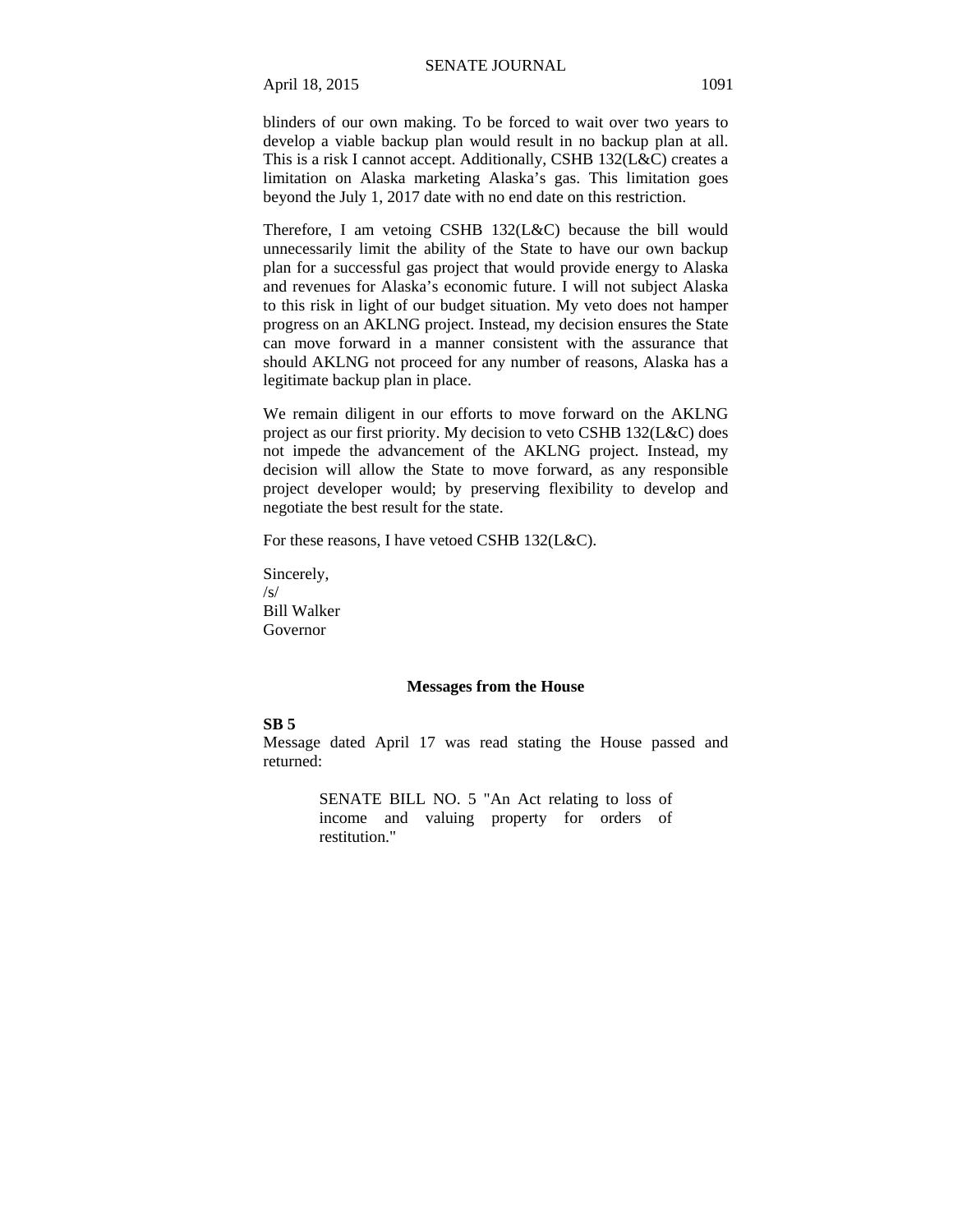blinders of our own making. To be forced to wait over two years to develop a viable backup plan would result in no backup plan at all. This is a risk I cannot accept. Additionally, CSHB 132(L&C) creates a limitation on Alaska marketing Alaska's gas. This limitation goes beyond the July 1, 2017 date with no end date on this restriction.

Therefore, I am vetoing CSHB 132(L&C) because the bill would unnecessarily limit the ability of the State to have our own backup plan for a successful gas project that would provide energy to Alaska and revenues for Alaska's economic future. I will not subject Alaska to this risk in light of our budget situation. My veto does not hamper progress on an AKLNG project. Instead, my decision ensures the State can move forward in a manner consistent with the assurance that should AKLNG not proceed for any number of reasons, Alaska has a legitimate backup plan in place.

We remain diligent in our efforts to move forward on the AKLNG project as our first priority. My decision to veto CSHB 132(L&C) does not impede the advancement of the AKLNG project. Instead, my decision will allow the State to move forward, as any responsible project developer would; by preserving flexibility to develop and negotiate the best result for the state.

For these reasons, I have vetoed CSHB 132(L&C).

Sincerely,
/s/
Bill Walker
Governor

## Messages from the House

**SB 5**
Message dated April 17 was read stating the House passed and returned:

> SENATE BILL NO. 5 "An Act relating to loss of income and valuing property for orders of restitution."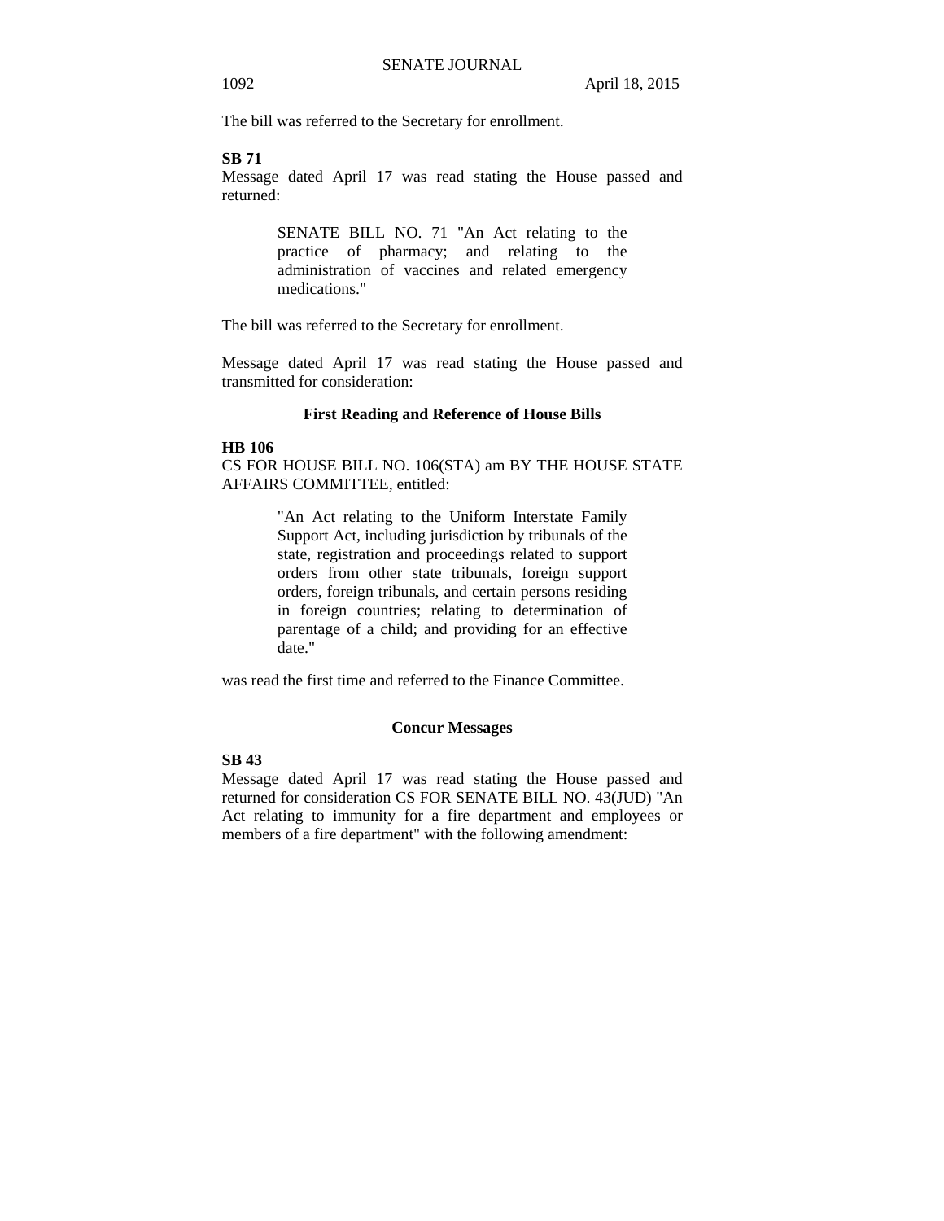The bill was referred to the Secretary for enrollment.

**SB 71**

Message dated April 17 was read stating the House passed and returned:

> SENATE BILL NO. 71 "An Act relating to the practice of pharmacy; and relating to the administration of vaccines and related emergency medications."

The bill was referred to the Secretary for enrollment.

Message dated April 17 was read stating the House passed and transmitted for consideration:

**First Reading and Reference of House Bills**

**HB 106**

CS FOR HOUSE BILL NO. 106(STA) am BY THE HOUSE STATE AFFAIRS COMMITTEE, entitled:

> "An Act relating to the Uniform Interstate Family Support Act, including jurisdiction by tribunals of the state, registration and proceedings related to support orders from other state tribunals, foreign support orders, foreign tribunals, and certain persons residing in foreign countries; relating to determination of parentage of a child; and providing for an effective date."

was read the first time and referred to the Finance Committee.

**Concur Messages**

**SB 43**

Message dated April 17 was read stating the House passed and returned for consideration CS FOR SENATE BILL NO. 43(JUD) "An Act relating to immunity for a fire department and employees or members of a fire department" with the following amendment: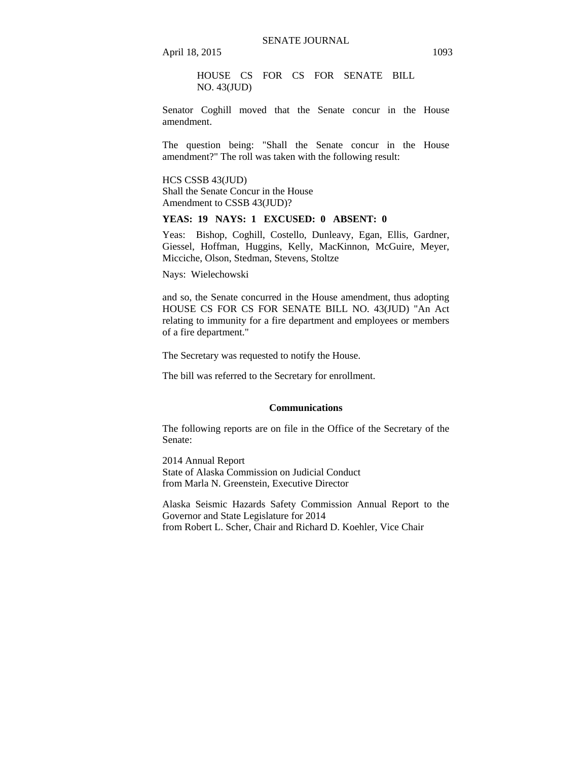HOUSE CS FOR CS FOR SENATE BILL NO. 43(JUD)

Senator Coghill moved that the Senate concur in the House amendment.

The question being: "Shall the Senate concur in the House amendment?" The roll was taken with the following result:

HCS CSSB 43(JUD)
Shall the Senate Concur in the House
Amendment to CSSB 43(JUD)?

**YEAS: 19 NAYS: 1 EXCUSED: 0 ABSENT: 0**

Yeas: Bishop, Coghill, Costello, Dunleavy, Egan, Ellis, Gardner, Giessel, Hoffman, Huggins, Kelly, MacKinnon, McGuire, Meyer, Micciche, Olson, Stedman, Stevens, Stoltze

Nays: Wielechowski

and so, the Senate concurred in the House amendment, thus adopting HOUSE CS FOR CS FOR SENATE BILL NO. 43(JUD) "An Act relating to immunity for a fire department and employees or members of a fire department."

The Secretary was requested to notify the House.

The bill was referred to the Secretary for enrollment.

## Communications

The following reports are on file in the Office of the Secretary of the Senate:

2014 Annual Report
State of Alaska Commission on Judicial Conduct
from Marla N. Greenstein, Executive Director

Alaska Seismic Hazards Safety Commission Annual Report to the Governor and State Legislature for 2014
from Robert L. Scher, Chair and Richard D. Koehler, Vice Chair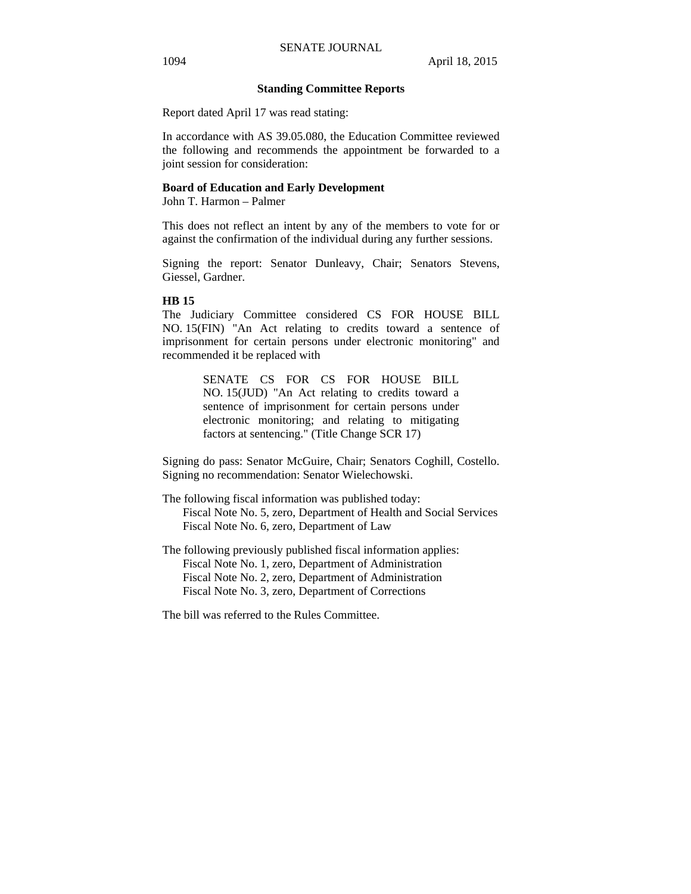## Standing Committee Reports

Report dated April 17 was read stating:

In accordance with AS 39.05.080, the Education Committee reviewed the following and recommends the appointment be forwarded to a joint session for consideration:

**Board of Education and Early Development**
John T. Harmon – Palmer

This does not reflect an intent by any of the members to vote for or against the confirmation of the individual during any further sessions.

Signing the report: Senator Dunleavy, Chair; Senators Stevens, Giessel, Gardner.

**HB 15**
The Judiciary Committee considered CS FOR HOUSE BILL NO. 15(FIN) "An Act relating to credits toward a sentence of imprisonment for certain persons under electronic monitoring" and recommended it be replaced with

> SENATE CS FOR CS FOR HOUSE BILL NO. 15(JUD) "An Act relating to credits toward a sentence of imprisonment for certain persons under electronic monitoring; and relating to mitigating factors at sentencing." (Title Change SCR 17)

Signing do pass: Senator McGuire, Chair; Senators Coghill, Costello. Signing no recommendation: Senator Wielechowski.

The following fiscal information was published today:
- Fiscal Note No. 5, zero, Department of Health and Social Services
- Fiscal Note No. 6, zero, Department of Law

The following previously published fiscal information applies:
- Fiscal Note No. 1, zero, Department of Administration
- Fiscal Note No. 2, zero, Department of Administration
- Fiscal Note No. 3, zero, Department of Corrections

The bill was referred to the Rules Committee.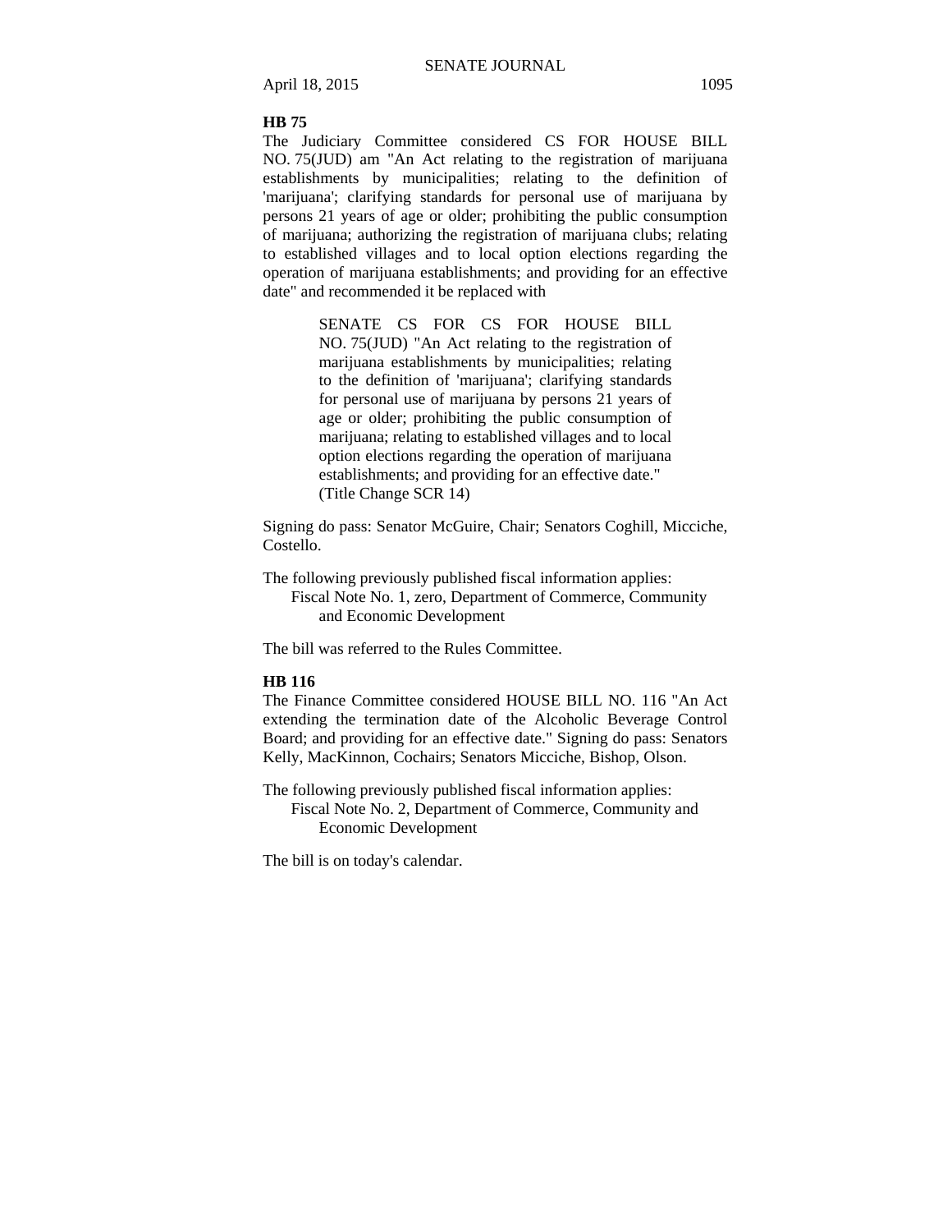**HB 75**

The Judiciary Committee considered CS FOR HOUSE BILL NO. 75(JUD) am "An Act relating to the registration of marijuana establishments by municipalities; relating to the definition of 'marijuana'; clarifying standards for personal use of marijuana by persons 21 years of age or older; prohibiting the public consumption of marijuana; authorizing the registration of marijuana clubs; relating to established villages and to local option elections regarding the operation of marijuana establishments; and providing for an effective date" and recommended it be replaced with

> SENATE CS FOR CS FOR HOUSE BILL NO. 75(JUD) "An Act relating to the registration of marijuana establishments by municipalities; relating to the definition of 'marijuana'; clarifying standards for personal use of marijuana by persons 21 years of age or older; prohibiting the public consumption of marijuana; relating to established villages and to local option elections regarding the operation of marijuana establishments; and providing for an effective date."
> (Title Change SCR 14)

Signing do pass: Senator McGuire, Chair; Senators Coghill, Micciche, Costello.

The following previously published fiscal information applies:
Fiscal Note No. 1, zero, Department of Commerce, Community and Economic Development

The bill was referred to the Rules Committee.

**HB 116**

The Finance Committee considered HOUSE BILL NO. 116 "An Act extending the termination date of the Alcoholic Beverage Control Board; and providing for an effective date." Signing do pass: Senators Kelly, MacKinnon, Cochairs; Senators Micciche, Bishop, Olson.

The following previously published fiscal information applies:
Fiscal Note No. 2, Department of Commerce, Community and Economic Development

The bill is on today's calendar.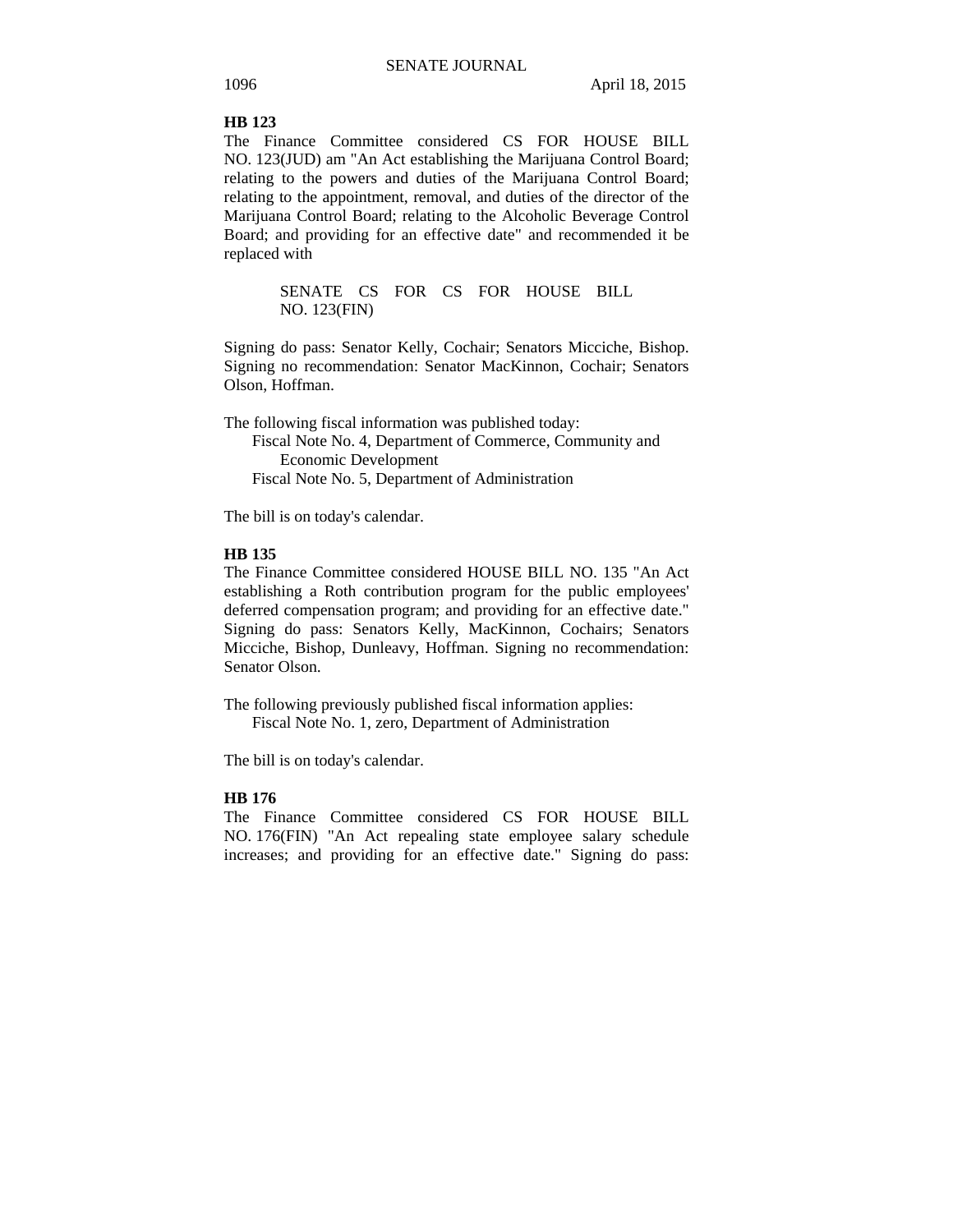**HB 123**

The Finance Committee considered CS FOR HOUSE BILL NO. 123(JUD) am "An Act establishing the Marijuana Control Board; relating to the powers and duties of the Marijuana Control Board; relating to the appointment, removal, and duties of the director of the Marijuana Control Board; relating to the Alcoholic Beverage Control Board; and providing for an effective date" and recommended it be replaced with

> SENATE CS FOR CS FOR HOUSE BILL NO. 123(FIN)

Signing do pass: Senator Kelly, Cochair; Senators Micciche, Bishop. Signing no recommendation: Senator MacKinnon, Cochair; Senators Olson, Hoffman.

The following fiscal information was published today:
- Fiscal Note No. 4, Department of Commerce, Community and Economic Development
- Fiscal Note No. 5, Department of Administration

The bill is on today's calendar.

**HB 135**

The Finance Committee considered HOUSE BILL NO. 135 "An Act establishing a Roth contribution program for the public employees' deferred compensation program; and providing for an effective date." Signing do pass: Senators Kelly, MacKinnon, Cochairs; Senators Micciche, Bishop, Dunleavy, Hoffman. Signing no recommendation: Senator Olson.

The following previously published fiscal information applies:
- Fiscal Note No. 1, zero, Department of Administration

The bill is on today's calendar.

**HB 176**

The Finance Committee considered CS FOR HOUSE BILL NO. 176(FIN) "An Act repealing state employee salary schedule increases; and providing for an effective date." Signing do pass: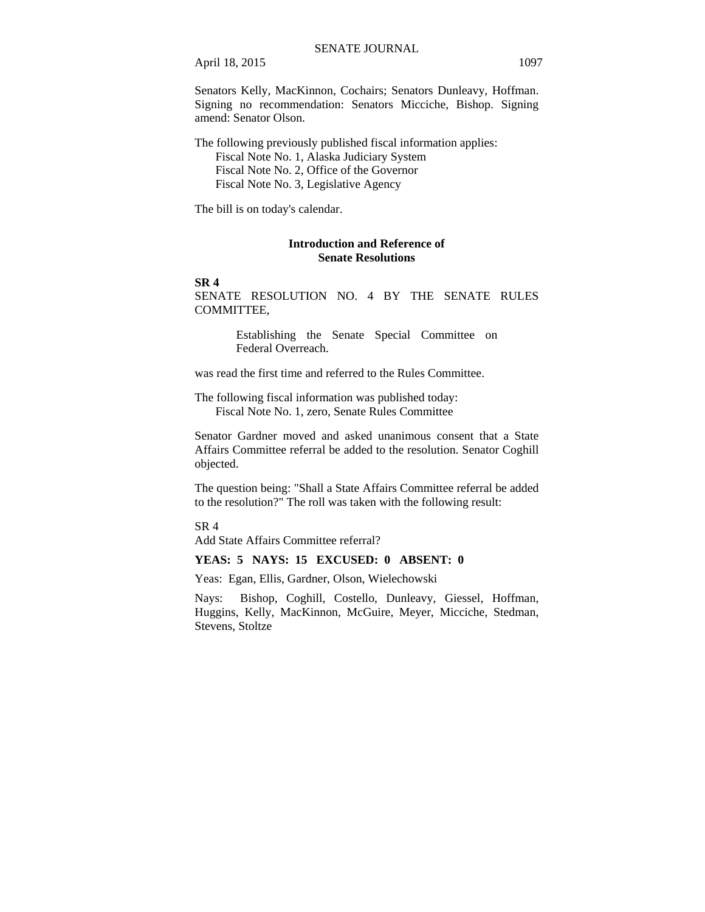Senators Kelly, MacKinnon, Cochairs; Senators Dunleavy, Hoffman. Signing no recommendation: Senators Micciche, Bishop. Signing amend: Senator Olson.

The following previously published fiscal information applies:
Fiscal Note No. 1, Alaska Judiciary System
Fiscal Note No. 2, Office of the Governor
Fiscal Note No. 3, Legislative Agency

The bill is on today's calendar.

## Introduction and Reference of Senate Resolutions

**SR 4**

SENATE RESOLUTION NO. 4 BY THE SENATE RULES COMMITTEE,

> Establishing the Senate Special Committee on Federal Overreach.

was read the first time and referred to the Rules Committee.

The following fiscal information was published today:
Fiscal Note No. 1, zero, Senate Rules Committee

Senator Gardner moved and asked unanimous consent that a State Affairs Committee referral be added to the resolution. Senator Coghill objected.

The question being: "Shall a State Affairs Committee referral be added to the resolution?" The roll was taken with the following result:

SR 4
Add State Affairs Committee referral?

**YEAS: 5 NAYS: 15 EXCUSED: 0 ABSENT: 0**

Yeas: Egan, Ellis, Gardner, Olson, Wielechowski

Nays: Bishop, Coghill, Costello, Dunleavy, Giessel, Hoffman, Huggins, Kelly, MacKinnon, McGuire, Meyer, Micciche, Stedman, Stevens, Stoltze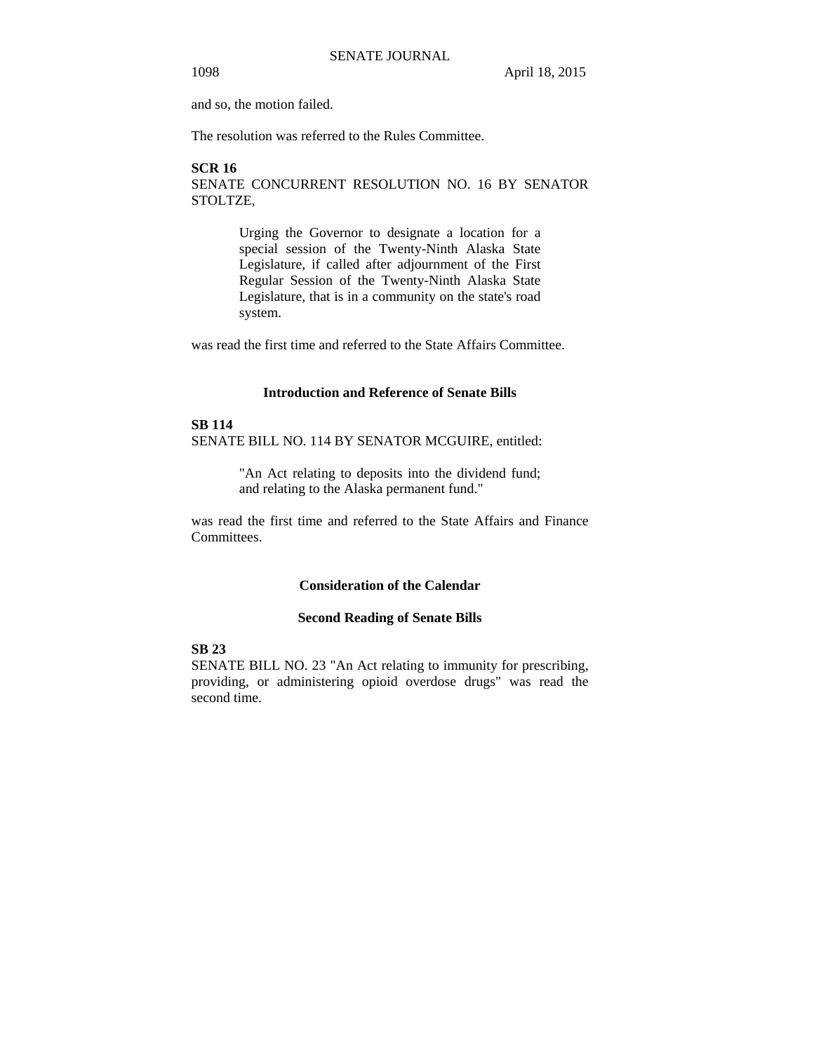and so, the motion failed.

The resolution was referred to the Rules Committee.

**SCR 16**

SENATE CONCURRENT RESOLUTION NO. 16 BY SENATOR STOLTZE,

> Urging the Governor to designate a location for a special session of the Twenty-Ninth Alaska State Legislature, if called after adjournment of the First Regular Session of the Twenty-Ninth Alaska State Legislature, that is in a community on the state's road system.

was read the first time and referred to the State Affairs Committee.

### Introduction and Reference of Senate Bills

**SB 114**

SENATE BILL NO. 114 BY SENATOR MCGUIRE, entitled:

> "An Act relating to deposits into the dividend fund; and relating to the Alaska permanent fund."

was read the first time and referred to the State Affairs and Finance Committees.

### Consideration of the Calendar

### Second Reading of Senate Bills

**SB 23**

SENATE BILL NO. 23 "An Act relating to immunity for prescribing, providing, or administering opioid overdose drugs" was read the second time.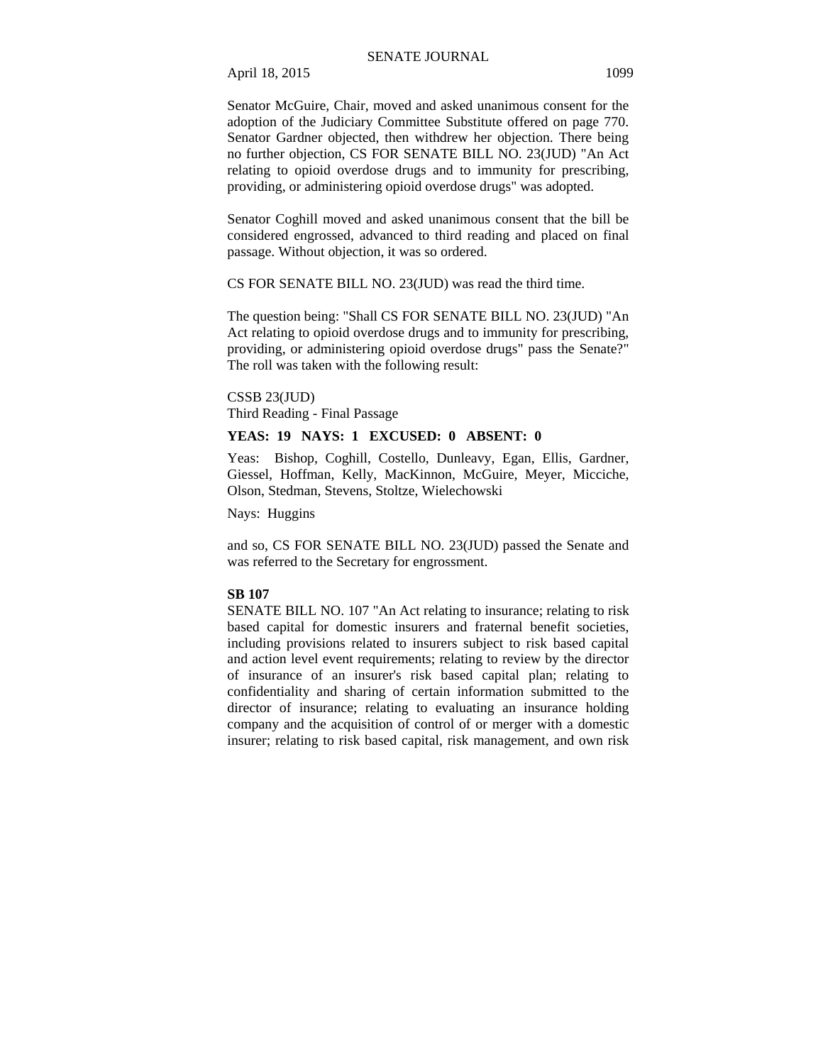Senator McGuire, Chair, moved and asked unanimous consent for the adoption of the Judiciary Committee Substitute offered on page 770. Senator Gardner objected, then withdrew her objection. There being no further objection, CS FOR SENATE BILL NO. 23(JUD) "An Act relating to opioid overdose drugs and to immunity for prescribing, providing, or administering opioid overdose drugs" was adopted.

Senator Coghill moved and asked unanimous consent that the bill be considered engrossed, advanced to third reading and placed on final passage. Without objection, it was so ordered.

CS FOR SENATE BILL NO. 23(JUD) was read the third time.

The question being: "Shall CS FOR SENATE BILL NO. 23(JUD) "An Act relating to opioid overdose drugs and to immunity for prescribing, providing, or administering opioid overdose drugs" pass the Senate?" The roll was taken with the following result:

CSSB 23(JUD)
Third Reading - Final Passage

**YEAS: 19 NAYS: 1 EXCUSED: 0 ABSENT: 0**

Yeas: Bishop, Coghill, Costello, Dunleavy, Egan, Ellis, Gardner, Giessel, Hoffman, Kelly, MacKinnon, McGuire, Meyer, Micciche, Olson, Stedman, Stevens, Stoltze, Wielechowski

Nays: Huggins

and so, CS FOR SENATE BILL NO. 23(JUD) passed the Senate and was referred to the Secretary for engrossment.

**SB 107**

SENATE BILL NO. 107 "An Act relating to insurance; relating to risk based capital for domestic insurers and fraternal benefit societies, including provisions related to insurers subject to risk based capital and action level event requirements; relating to review by the director of insurance of an insurer's risk based capital plan; relating to confidentiality and sharing of certain information submitted to the director of insurance; relating to evaluating an insurance holding company and the acquisition of control of or merger with a domestic insurer; relating to risk based capital, risk management, and own risk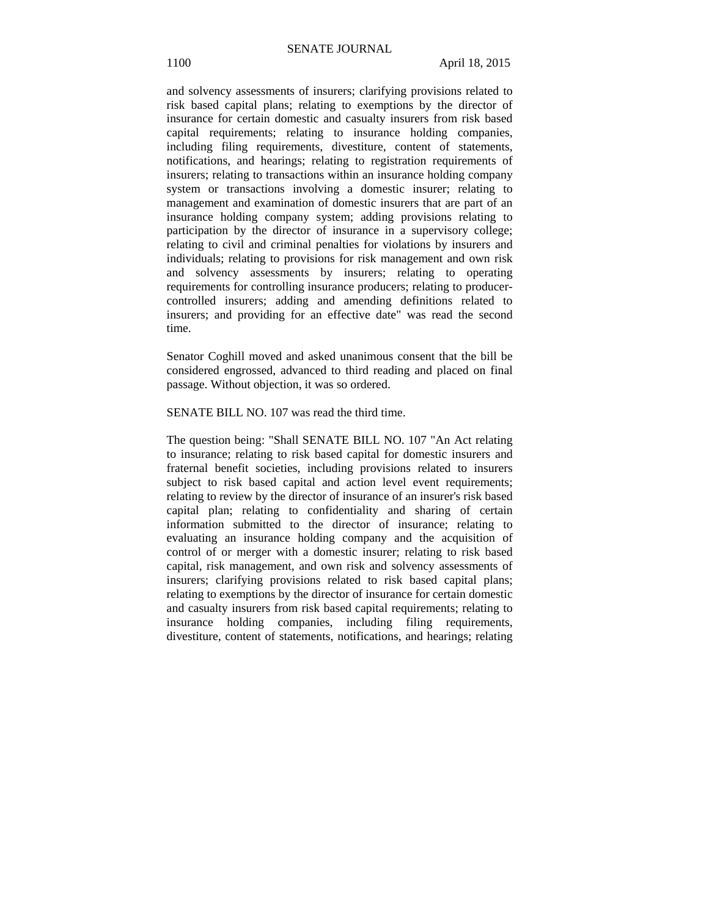and solvency assessments of insurers; clarifying provisions related to risk based capital plans; relating to exemptions by the director of insurance for certain domestic and casualty insurers from risk based capital requirements; relating to insurance holding companies, including filing requirements, divestiture, content of statements, notifications, and hearings; relating to registration requirements of insurers; relating to transactions within an insurance holding company system or transactions involving a domestic insurer; relating to management and examination of domestic insurers that are part of an insurance holding company system; adding provisions relating to participation by the director of insurance in a supervisory college; relating to civil and criminal penalties for violations by insurers and individuals; relating to provisions for risk management and own risk and solvency assessments by insurers; relating to operating requirements for controlling insurance producers; relating to producer-controlled insurers; adding and amending definitions related to insurers; and providing for an effective date" was read the second time.

Senator Coghill moved and asked unanimous consent that the bill be considered engrossed, advanced to third reading and placed on final passage. Without objection, it was so ordered.

SENATE BILL NO. 107 was read the third time.

The question being: "Shall SENATE BILL NO. 107 "An Act relating to insurance; relating to risk based capital for domestic insurers and fraternal benefit societies, including provisions related to insurers subject to risk based capital and action level event requirements; relating to review by the director of insurance of an insurer's risk based capital plan; relating to confidentiality and sharing of certain information submitted to the director of insurance; relating to evaluating an insurance holding company and the acquisition of control of or merger with a domestic insurer; relating to risk based capital, risk management, and own risk and solvency assessments of insurers; clarifying provisions related to risk based capital plans; relating to exemptions by the director of insurance for certain domestic and casualty insurers from risk based capital requirements; relating to insurance holding companies, including filing requirements, divestiture, content of statements, notifications, and hearings; relating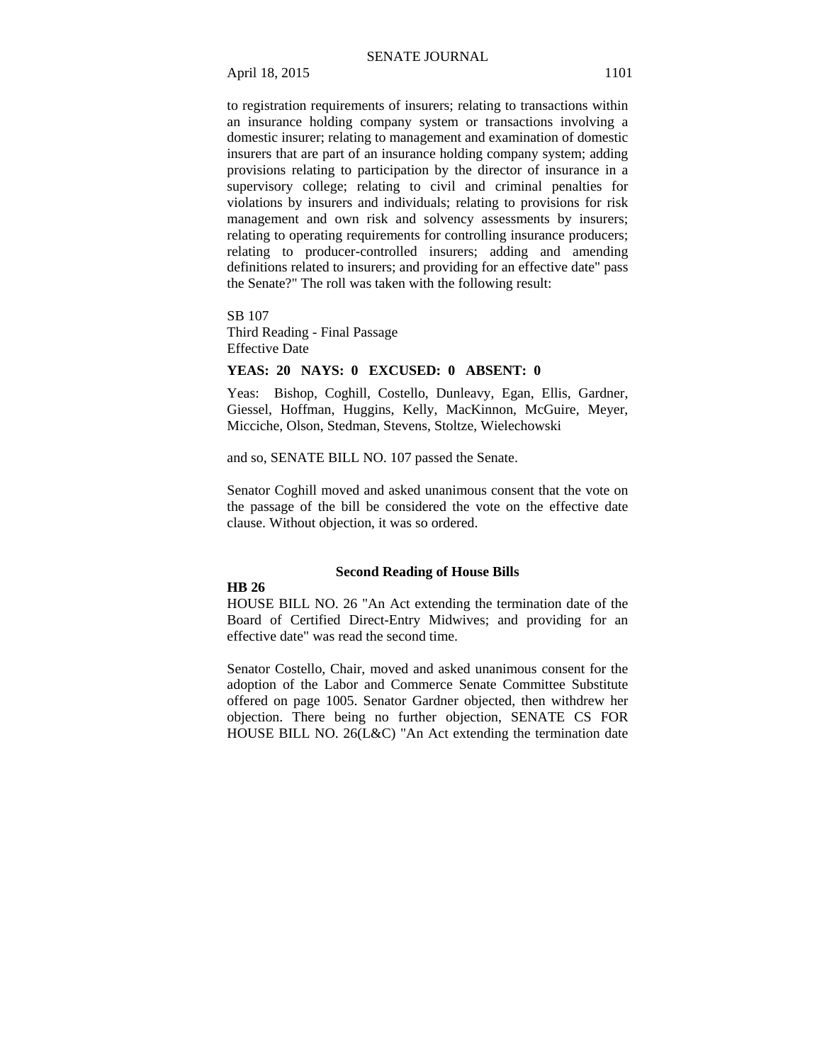to registration requirements of insurers; relating to transactions within an insurance holding company system or transactions involving a domestic insurer; relating to management and examination of domestic insurers that are part of an insurance holding company system; adding provisions relating to participation by the director of insurance in a supervisory college; relating to civil and criminal penalties for violations by insurers and individuals; relating to provisions for risk management and own risk and solvency assessments by insurers; relating to operating requirements for controlling insurance producers; relating to producer-controlled insurers; adding and amending definitions related to insurers; and providing for an effective date" pass the Senate?" The roll was taken with the following result:

SB 107
Third Reading - Final Passage
Effective Date

**YEAS: 20 NAYS: 0 EXCUSED: 0 ABSENT: 0**

Yeas: Bishop, Coghill, Costello, Dunleavy, Egan, Ellis, Gardner, Giessel, Hoffman, Huggins, Kelly, MacKinnon, McGuire, Meyer, Micciche, Olson, Stedman, Stevens, Stoltze, Wielechowski

and so, SENATE BILL NO. 107 passed the Senate.

Senator Coghill moved and asked unanimous consent that the vote on the passage of the bill be considered the vote on the effective date clause. Without objection, it was so ordered.

### Second Reading of House Bills

**HB 26**

HOUSE BILL NO. 26 "An Act extending the termination date of the Board of Certified Direct-Entry Midwives; and providing for an effective date" was read the second time.

Senator Costello, Chair, moved and asked unanimous consent for the adoption of the Labor and Commerce Senate Committee Substitute offered on page 1005. Senator Gardner objected, then withdrew her objection. There being no further objection, SENATE CS FOR HOUSE BILL NO. 26(L&C) "An Act extending the termination date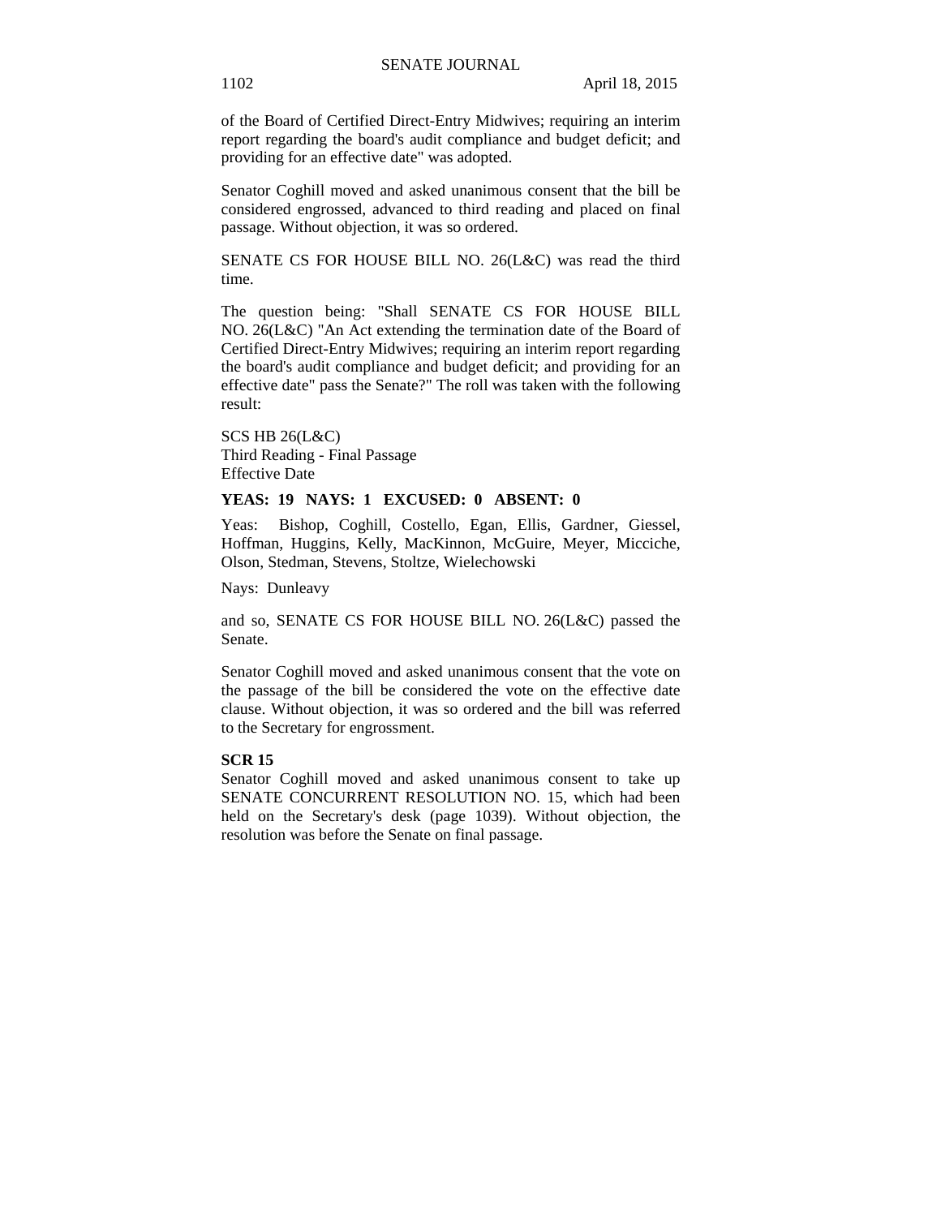of the Board of Certified Direct-Entry Midwives; requiring an interim report regarding the board's audit compliance and budget deficit; and providing for an effective date" was adopted.

Senator Coghill moved and asked unanimous consent that the bill be considered engrossed, advanced to third reading and placed on final passage. Without objection, it was so ordered.

SENATE CS FOR HOUSE BILL NO. 26(L&C) was read the third time.

The question being: "Shall SENATE CS FOR HOUSE BILL NO. 26(L&C) "An Act extending the termination date of the Board of Certified Direct-Entry Midwives; requiring an interim report regarding the board's audit compliance and budget deficit; and providing for an effective date" pass the Senate?" The roll was taken with the following result:

SCS HB 26(L&C)
Third Reading - Final Passage
Effective Date

**YEAS: 19 NAYS: 1 EXCUSED: 0 ABSENT: 0**

Yeas: Bishop, Coghill, Costello, Egan, Ellis, Gardner, Giessel, Hoffman, Huggins, Kelly, MacKinnon, McGuire, Meyer, Micciche, Olson, Stedman, Stevens, Stoltze, Wielechowski

Nays: Dunleavy

and so, SENATE CS FOR HOUSE BILL NO. 26(L&C) passed the Senate.

Senator Coghill moved and asked unanimous consent that the vote on the passage of the bill be considered the vote on the effective date clause. Without objection, it was so ordered and the bill was referred to the Secretary for engrossment.

**SCR 15**

Senator Coghill moved and asked unanimous consent to take up SENATE CONCURRENT RESOLUTION NO. 15, which had been held on the Secretary's desk (page 1039). Without objection, the resolution was before the Senate on final passage.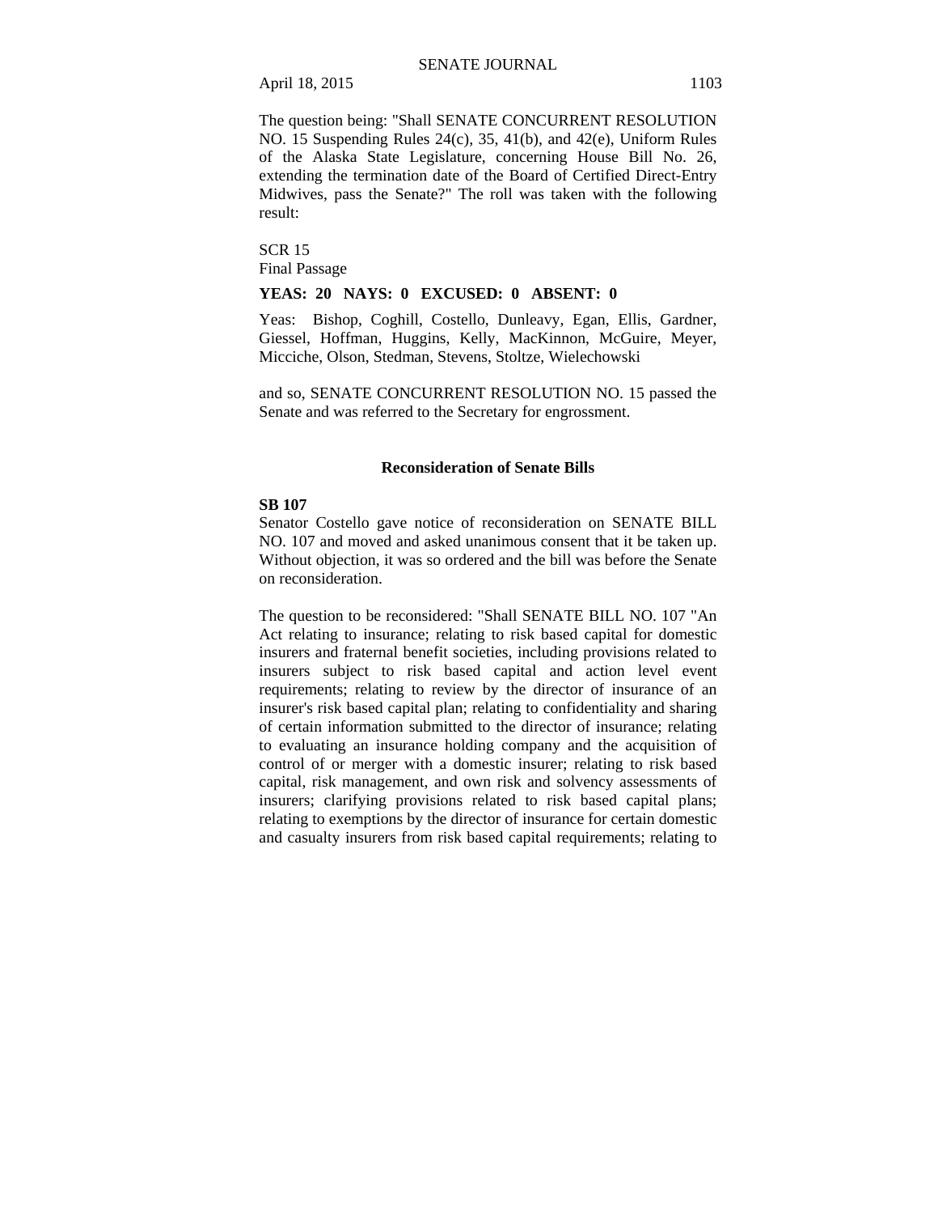The question being: "Shall SENATE CONCURRENT RESOLUTION NO. 15 Suspending Rules 24(c), 35, 41(b), and 42(e), Uniform Rules of the Alaska State Legislature, concerning House Bill No. 26, extending the termination date of the Board of Certified Direct-Entry Midwives, pass the Senate?" The roll was taken with the following result:

SCR 15
Final Passage

**YEAS: 20 NAYS: 0 EXCUSED: 0 ABSENT: 0**

Yeas: Bishop, Coghill, Costello, Dunleavy, Egan, Ellis, Gardner, Giessel, Hoffman, Huggins, Kelly, MacKinnon, McGuire, Meyer, Micciche, Olson, Stedman, Stevens, Stoltze, Wielechowski

and so, SENATE CONCURRENT RESOLUTION NO. 15 passed the Senate and was referred to the Secretary for engrossment.

## Reconsideration of Senate Bills

**SB 107**

Senator Costello gave notice of reconsideration on SENATE BILL NO. 107 and moved and asked unanimous consent that it be taken up. Without objection, it was so ordered and the bill was before the Senate on reconsideration.

The question to be reconsidered: "Shall SENATE BILL NO. 107 "An Act relating to insurance; relating to risk based capital for domestic insurers and fraternal benefit societies, including provisions related to insurers subject to risk based capital and action level event requirements; relating to review by the director of insurance of an insurer's risk based capital plan; relating to confidentiality and sharing of certain information submitted to the director of insurance; relating to evaluating an insurance holding company and the acquisition of control of or merger with a domestic insurer; relating to risk based capital, risk management, and own risk and solvency assessments of insurers; clarifying provisions related to risk based capital plans; relating to exemptions by the director of insurance for certain domestic and casualty insurers from risk based capital requirements; relating to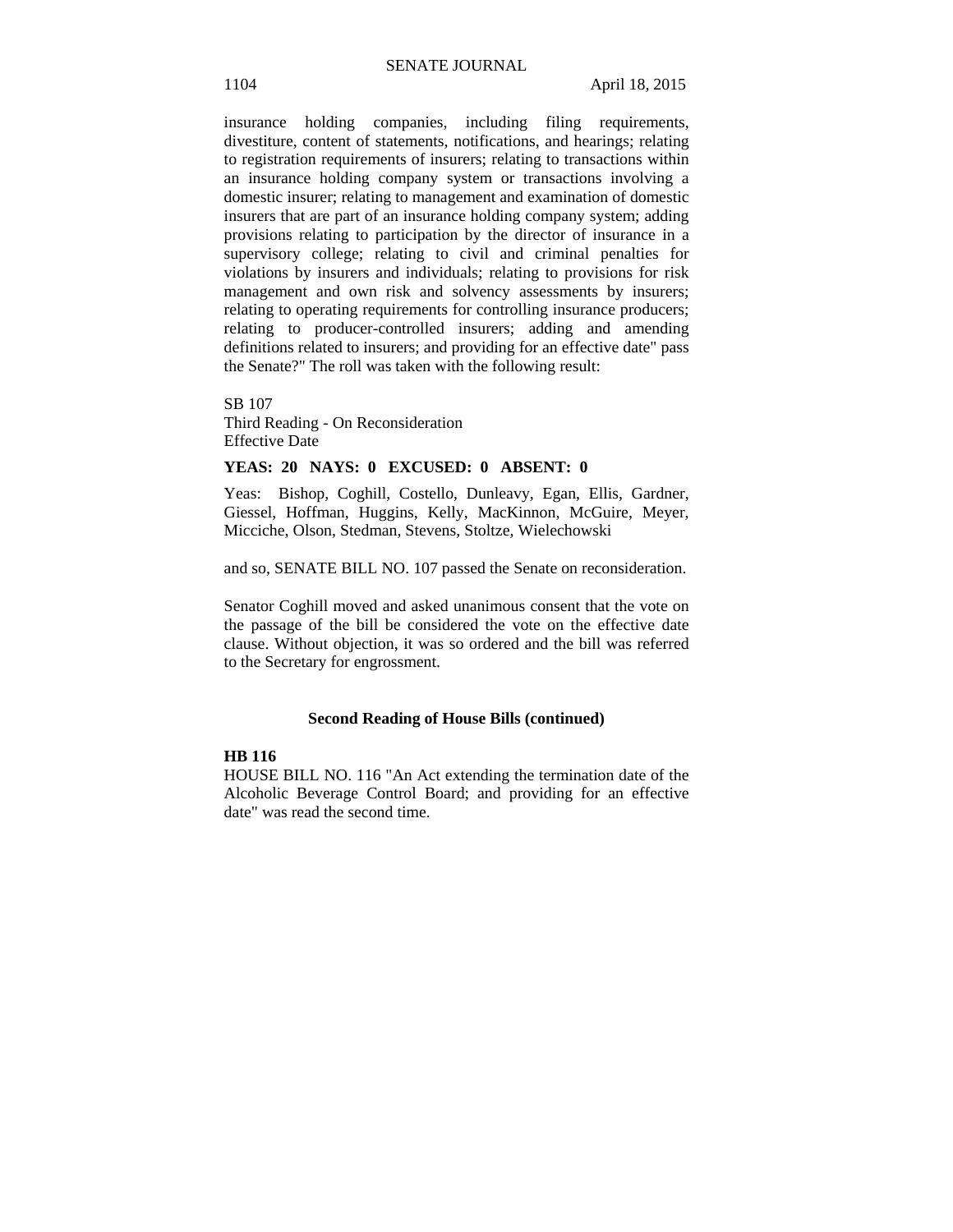insurance holding companies, including filing requirements, divestiture, content of statements, notifications, and hearings; relating to registration requirements of insurers; relating to transactions within an insurance holding company system or transactions involving a domestic insurer; relating to management and examination of domestic insurers that are part of an insurance holding company system; adding provisions relating to participation by the director of insurance in a supervisory college; relating to civil and criminal penalties for violations by insurers and individuals; relating to provisions for risk management and own risk and solvency assessments by insurers; relating to operating requirements for controlling insurance producers; relating to producer-controlled insurers; adding and amending definitions related to insurers; and providing for an effective date" pass the Senate?" The roll was taken with the following result:

SB 107
Third Reading - On Reconsideration
Effective Date

**YEAS: 20 NAYS: 0 EXCUSED: 0 ABSENT: 0**

Yeas: Bishop, Coghill, Costello, Dunleavy, Egan, Ellis, Gardner, Giessel, Hoffman, Huggins, Kelly, MacKinnon, McGuire, Meyer, Micciche, Olson, Stedman, Stevens, Stoltze, Wielechowski

and so, SENATE BILL NO. 107 passed the Senate on reconsideration.

Senator Coghill moved and asked unanimous consent that the vote on the passage of the bill be considered the vote on the effective date clause. Without objection, it was so ordered and the bill was referred to the Secretary for engrossment.

### Second Reading of House Bills (continued)

**HB 116**
HOUSE BILL NO. 116 "An Act extending the termination date of the Alcoholic Beverage Control Board; and providing for an effective date" was read the second time.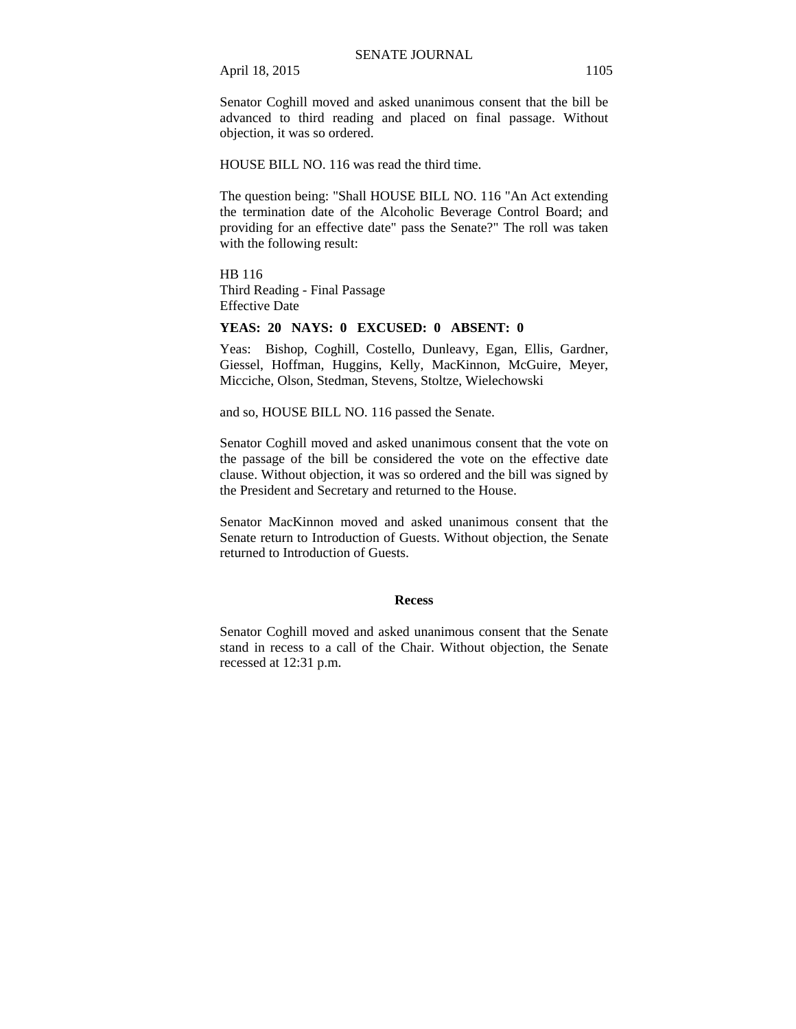Senator Coghill moved and asked unanimous consent that the bill be advanced to third reading and placed on final passage. Without objection, it was so ordered.

HOUSE BILL NO. 116 was read the third time.

The question being: "Shall HOUSE BILL NO. 116 "An Act extending the termination date of the Alcoholic Beverage Control Board; and providing for an effective date" pass the Senate?" The roll was taken with the following result:

HB 116
Third Reading - Final Passage
Effective Date

**YEAS: 20 NAYS: 0 EXCUSED: 0 ABSENT: 0**

Yeas: Bishop, Coghill, Costello, Dunleavy, Egan, Ellis, Gardner, Giessel, Hoffman, Huggins, Kelly, MacKinnon, McGuire, Meyer, Micciche, Olson, Stedman, Stevens, Stoltze, Wielechowski

and so, HOUSE BILL NO. 116 passed the Senate.

Senator Coghill moved and asked unanimous consent that the vote on the passage of the bill be considered the vote on the effective date clause. Without objection, it was so ordered and the bill was signed by the President and Secretary and returned to the House.

Senator MacKinnon moved and asked unanimous consent that the Senate return to Introduction of Guests. Without objection, the Senate returned to Introduction of Guests.

## Recess

Senator Coghill moved and asked unanimous consent that the Senate stand in recess to a call of the Chair. Without objection, the Senate recessed at 12:31 p.m.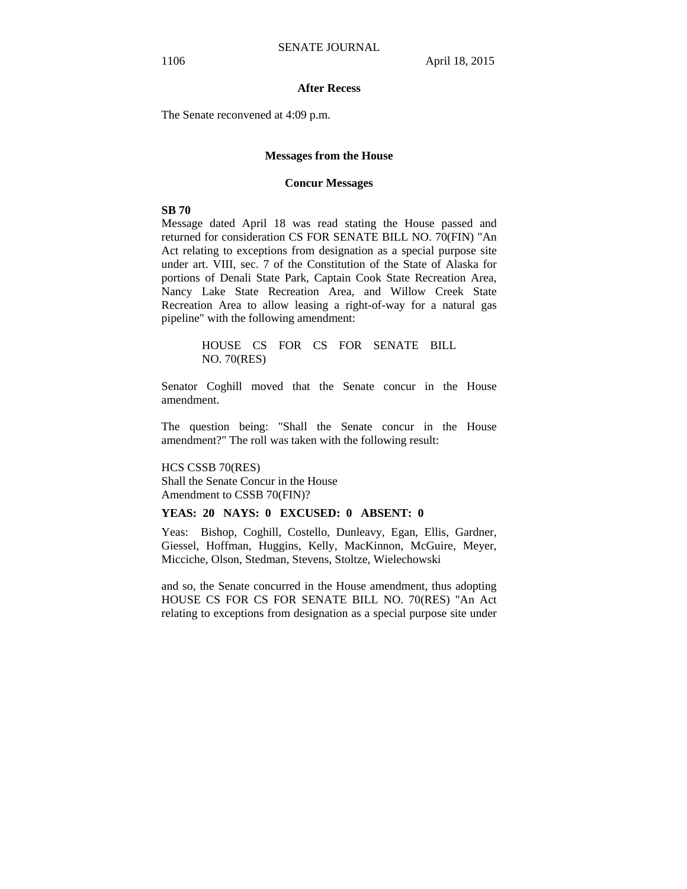**After Recess**

The Senate reconvened at 4:09 p.m.

**Messages from the House**

**Concur Messages**

**SB 70**

Message dated April 18 was read stating the House passed and returned for consideration CS FOR SENATE BILL NO. 70(FIN) "An Act relating to exceptions from designation as a special purpose site under art. VIII, sec. 7 of the Constitution of the State of Alaska for portions of Denali State Park, Captain Cook State Recreation Area, Nancy Lake State Recreation Area, and Willow Creek State Recreation Area to allow leasing a right-of-way for a natural gas pipeline" with the following amendment:

> HOUSE CS FOR CS FOR SENATE BILL NO. 70(RES)

Senator Coghill moved that the Senate concur in the House amendment.

The question being: "Shall the Senate concur in the House amendment?" The roll was taken with the following result:

HCS CSSB 70(RES)
Shall the Senate Concur in the House
Amendment to CSSB 70(FIN)?

**YEAS: 20 NAYS: 0 EXCUSED: 0 ABSENT: 0**

Yeas: Bishop, Coghill, Costello, Dunleavy, Egan, Ellis, Gardner, Giessel, Hoffman, Huggins, Kelly, MacKinnon, McGuire, Meyer, Micciche, Olson, Stedman, Stevens, Stoltze, Wielechowski

and so, the Senate concurred in the House amendment, thus adopting HOUSE CS FOR CS FOR SENATE BILL NO. 70(RES) "An Act relating to exceptions from designation as a special purpose site under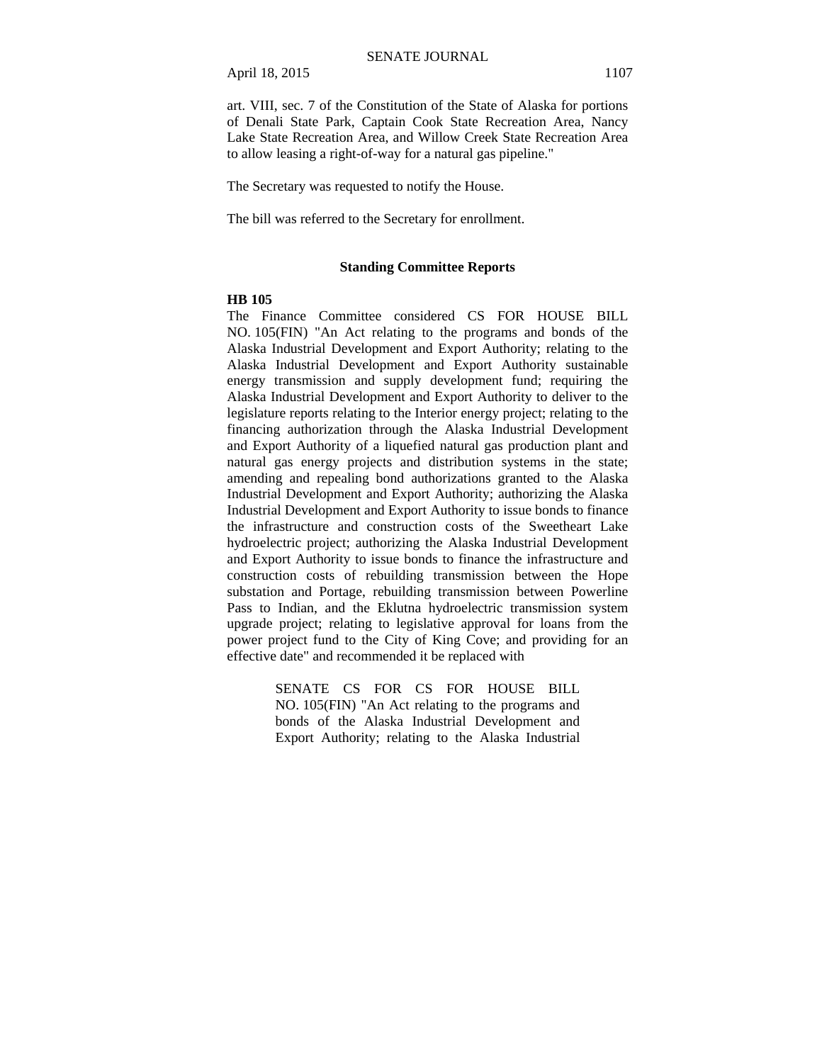art. VIII, sec. 7 of the Constitution of the State of Alaska for portions of Denali State Park, Captain Cook State Recreation Area, Nancy Lake State Recreation Area, and Willow Creek State Recreation Area to allow leasing a right-of-way for a natural gas pipeline."

The Secretary was requested to notify the House.

The bill was referred to the Secretary for enrollment.

## Standing Committee Reports

**HB 105**

The Finance Committee considered CS FOR HOUSE BILL NO. 105(FIN) "An Act relating to the programs and bonds of the Alaska Industrial Development and Export Authority; relating to the Alaska Industrial Development and Export Authority sustainable energy transmission and supply development fund; requiring the Alaska Industrial Development and Export Authority to deliver to the legislature reports relating to the Interior energy project; relating to the financing authorization through the Alaska Industrial Development and Export Authority of a liquefied natural gas production plant and natural gas energy projects and distribution systems in the state; amending and repealing bond authorizations granted to the Alaska Industrial Development and Export Authority; authorizing the Alaska Industrial Development and Export Authority to issue bonds to finance the infrastructure and construction costs of the Sweetheart Lake hydroelectric project; authorizing the Alaska Industrial Development and Export Authority to issue bonds to finance the infrastructure and construction costs of rebuilding transmission between the Hope substation and Portage, rebuilding transmission between Powerline Pass to Indian, and the Eklutna hydroelectric transmission system upgrade project; relating to legislative approval for loans from the power project fund to the City of King Cove; and providing for an effective date" and recommended it be replaced with

> SENATE CS FOR CS FOR HOUSE BILL NO. 105(FIN) "An Act relating to the programs and bonds of the Alaska Industrial Development and Export Authority; relating to the Alaska Industrial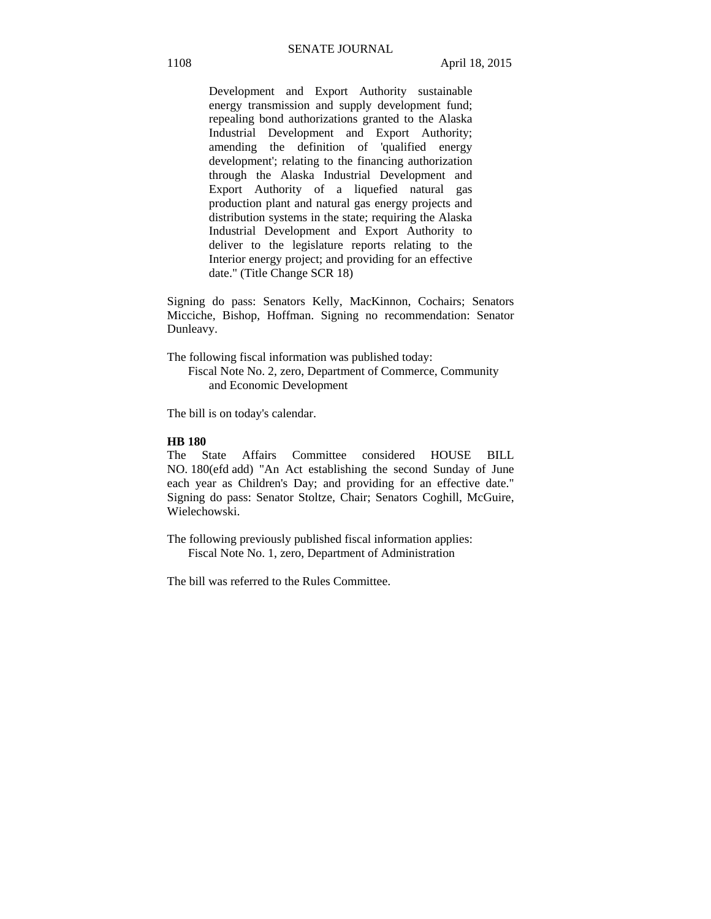Development and Export Authority sustainable energy transmission and supply development fund; repealing bond authorizations granted to the Alaska Industrial Development and Export Authority; amending the definition of 'qualified energy development'; relating to the financing authorization through the Alaska Industrial Development and Export Authority of a liquefied natural gas production plant and natural gas energy projects and distribution systems in the state; requiring the Alaska Industrial Development and Export Authority to deliver to the legislature reports relating to the Interior energy project; and providing for an effective date." (Title Change SCR 18)

Signing do pass: Senators Kelly, MacKinnon, Cochairs; Senators Micciche, Bishop, Hoffman. Signing no recommendation: Senator Dunleavy.

The following fiscal information was published today:
Fiscal Note No. 2, zero, Department of Commerce, Community and Economic Development

The bill is on today's calendar.

**HB 180**
The State Affairs Committee considered HOUSE BILL NO. 180(efd add) "An Act establishing the second Sunday of June each year as Children's Day; and providing for an effective date." Signing do pass: Senator Stoltze, Chair; Senators Coghill, McGuire, Wielechowski.

The following previously published fiscal information applies:
Fiscal Note No. 1, zero, Department of Administration

The bill was referred to the Rules Committee.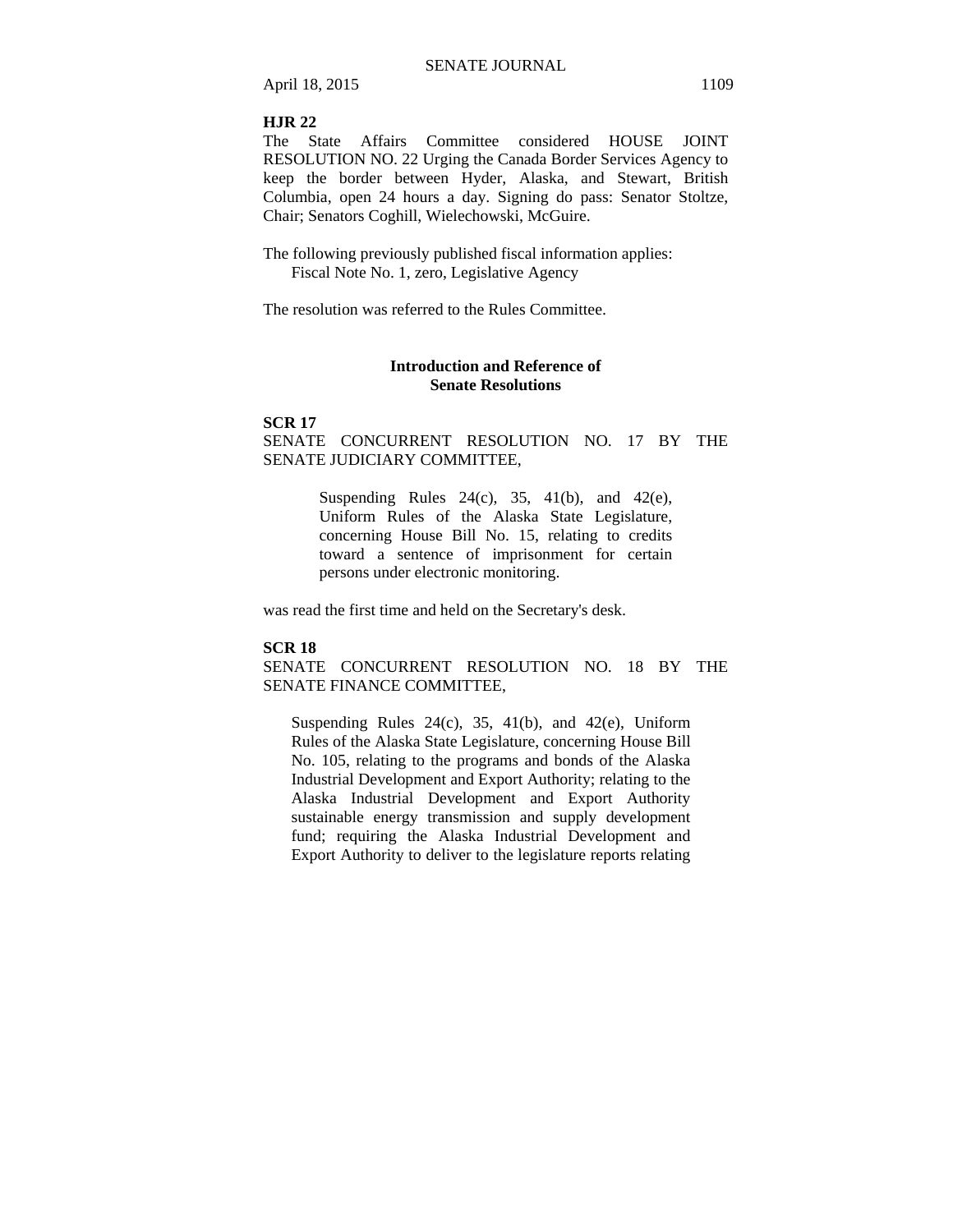**HJR 22**

The State Affairs Committee considered HOUSE JOINT RESOLUTION NO. 22 Urging the Canada Border Services Agency to keep the border between Hyder, Alaska, and Stewart, British Columbia, open 24 hours a day. Signing do pass: Senator Stoltze, Chair; Senators Coghill, Wielechowski, McGuire.

The following previously published fiscal information applies:
Fiscal Note No. 1, zero, Legislative Agency

The resolution was referred to the Rules Committee.

## Introduction and Reference of Senate Resolutions

**SCR 17**

SENATE CONCURRENT RESOLUTION NO. 17 BY THE SENATE JUDICIARY COMMITTEE,

> Suspending Rules 24(c), 35, 41(b), and 42(e), Uniform Rules of the Alaska State Legislature, concerning House Bill No. 15, relating to credits toward a sentence of imprisonment for certain persons under electronic monitoring.

was read the first time and held on the Secretary's desk.

**SCR 18**

SENATE CONCURRENT RESOLUTION NO. 18 BY THE SENATE FINANCE COMMITTEE,

> Suspending Rules 24(c), 35, 41(b), and 42(e), Uniform Rules of the Alaska State Legislature, concerning House Bill No. 105, relating to the programs and bonds of the Alaska Industrial Development and Export Authority; relating to the Alaska Industrial Development and Export Authority sustainable energy transmission and supply development fund; requiring the Alaska Industrial Development and Export Authority to deliver to the legislature reports relating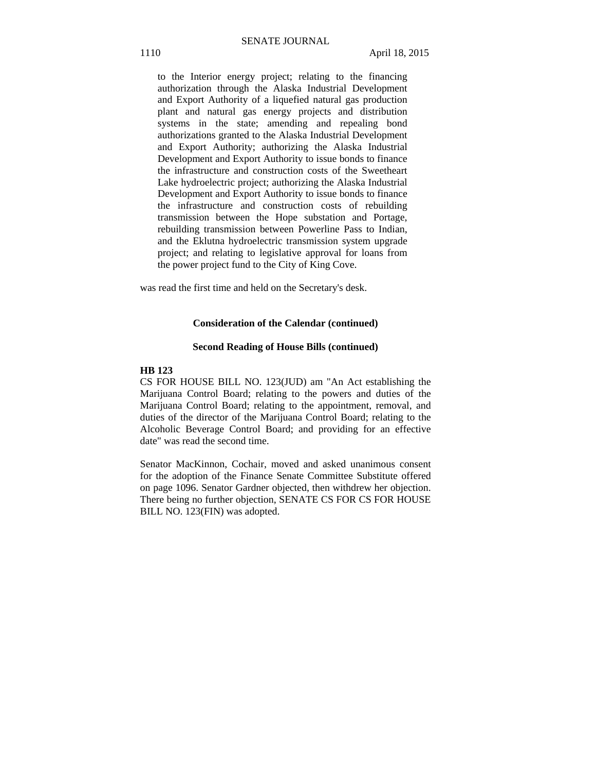to the Interior energy project; relating to the financing authorization through the Alaska Industrial Development and Export Authority of a liquefied natural gas production plant and natural gas energy projects and distribution systems in the state; amending and repealing bond authorizations granted to the Alaska Industrial Development and Export Authority; authorizing the Alaska Industrial Development and Export Authority to issue bonds to finance the infrastructure and construction costs of the Sweetheart Lake hydroelectric project; authorizing the Alaska Industrial Development and Export Authority to issue bonds to finance the infrastructure and construction costs of rebuilding transmission between the Hope substation and Portage, rebuilding transmission between Powerline Pass to Indian, and the Eklutna hydroelectric transmission system upgrade project; and relating to legislative approval for loans from the power project fund to the City of King Cove.

was read the first time and held on the Secretary's desk.

**Consideration of the Calendar (continued)**

**Second Reading of House Bills (continued)**

**HB 123**

CS FOR HOUSE BILL NO. 123(JUD) am "An Act establishing the Marijuana Control Board; relating to the powers and duties of the Marijuana Control Board; relating to the appointment, removal, and duties of the director of the Marijuana Control Board; relating to the Alcoholic Beverage Control Board; and providing for an effective date" was read the second time.

Senator MacKinnon, Cochair, moved and asked unanimous consent for the adoption of the Finance Senate Committee Substitute offered on page 1096. Senator Gardner objected, then withdrew her objection. There being no further objection, SENATE CS FOR CS FOR HOUSE BILL NO. 123(FIN) was adopted.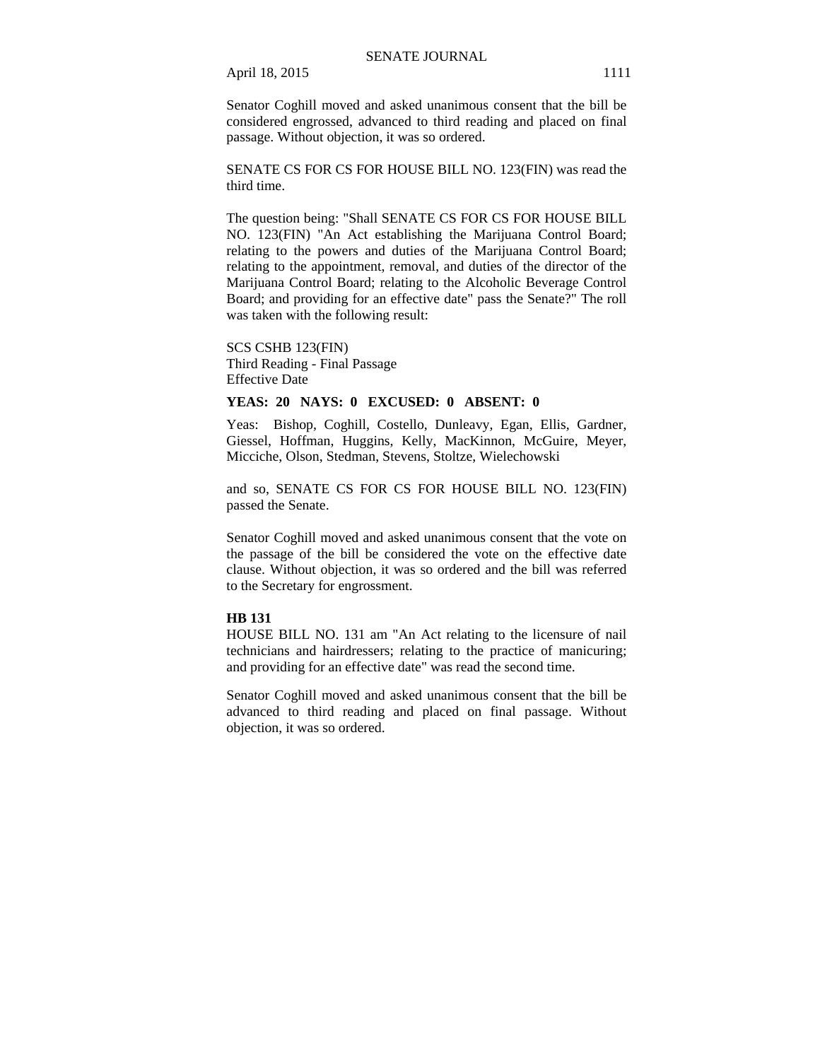Senator Coghill moved and asked unanimous consent that the bill be considered engrossed, advanced to third reading and placed on final passage. Without objection, it was so ordered.

SENATE CS FOR CS FOR HOUSE BILL NO. 123(FIN) was read the third time.

The question being: "Shall SENATE CS FOR CS FOR HOUSE BILL NO. 123(FIN) "An Act establishing the Marijuana Control Board; relating to the powers and duties of the Marijuana Control Board; relating to the appointment, removal, and duties of the director of the Marijuana Control Board; relating to the Alcoholic Beverage Control Board; and providing for an effective date" pass the Senate?" The roll was taken with the following result:

SCS CSHB 123(FIN)
Third Reading - Final Passage
Effective Date

**YEAS: 20 NAYS: 0 EXCUSED: 0 ABSENT: 0**

Yeas: Bishop, Coghill, Costello, Dunleavy, Egan, Ellis, Gardner, Giessel, Hoffman, Huggins, Kelly, MacKinnon, McGuire, Meyer, Micciche, Olson, Stedman, Stevens, Stoltze, Wielechowski

and so, SENATE CS FOR CS FOR HOUSE BILL NO. 123(FIN) passed the Senate.

Senator Coghill moved and asked unanimous consent that the vote on the passage of the bill be considered the vote on the effective date clause. Without objection, it was so ordered and the bill was referred to the Secretary for engrossment.

**HB 131**

HOUSE BILL NO. 131 am "An Act relating to the licensure of nail technicians and hairdressers; relating to the practice of manicuring; and providing for an effective date" was read the second time.

Senator Coghill moved and asked unanimous consent that the bill be advanced to third reading and placed on final passage. Without objection, it was so ordered.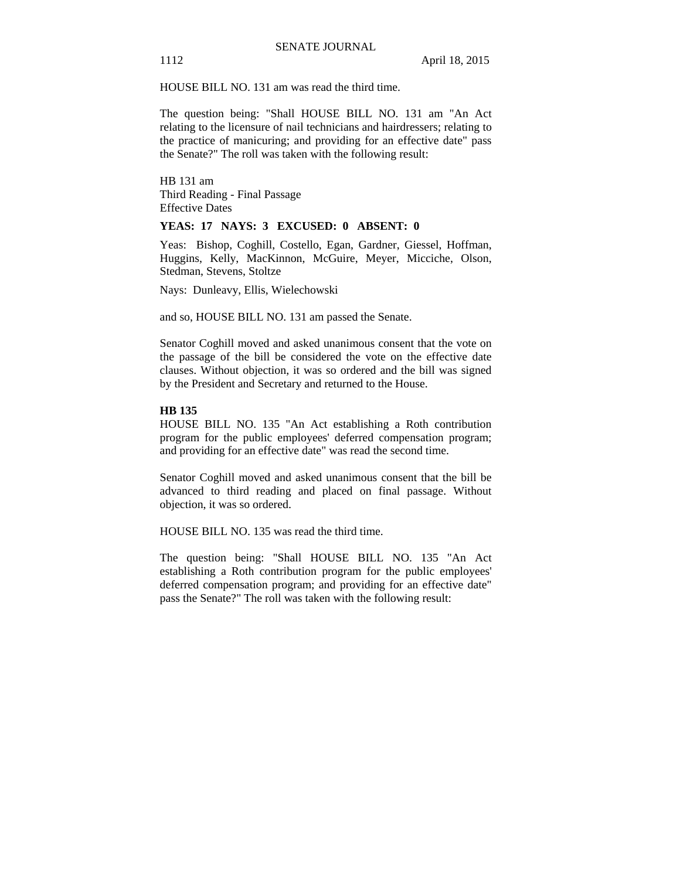HOUSE BILL NO. 131 am was read the third time.

The question being: "Shall HOUSE BILL NO. 131 am "An Act relating to the licensure of nail technicians and hairdressers; relating to the practice of manicuring; and providing for an effective date" pass the Senate?" The roll was taken with the following result:

HB 131 am
Third Reading - Final Passage
Effective Dates

**YEAS: 17 NAYS: 3 EXCUSED: 0 ABSENT: 0**

Yeas: Bishop, Coghill, Costello, Egan, Gardner, Giessel, Hoffman, Huggins, Kelly, MacKinnon, McGuire, Meyer, Micciche, Olson, Stedman, Stevens, Stoltze

Nays: Dunleavy, Ellis, Wielechowski

and so, HOUSE BILL NO. 131 am passed the Senate.

Senator Coghill moved and asked unanimous consent that the vote on the passage of the bill be considered the vote on the effective date clauses. Without objection, it was so ordered and the bill was signed by the President and Secretary and returned to the House.

**HB 135**
HOUSE BILL NO. 135 "An Act establishing a Roth contribution program for the public employees' deferred compensation program; and providing for an effective date" was read the second time.

Senator Coghill moved and asked unanimous consent that the bill be advanced to third reading and placed on final passage. Without objection, it was so ordered.

HOUSE BILL NO. 135 was read the third time.

The question being: "Shall HOUSE BILL NO. 135 "An Act establishing a Roth contribution program for the public employees' deferred compensation program; and providing for an effective date" pass the Senate?" The roll was taken with the following result: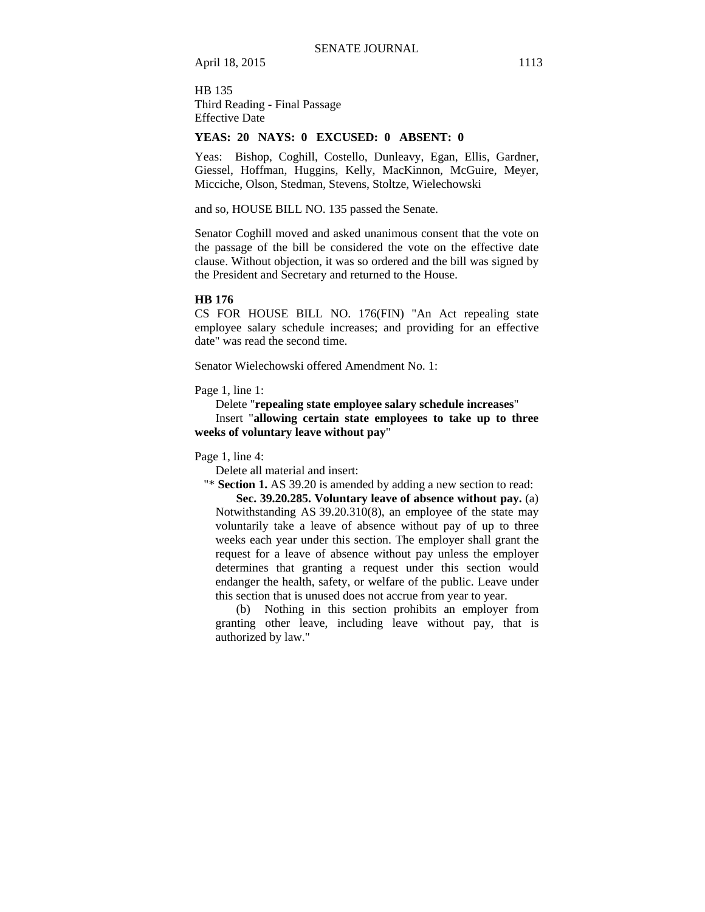HB 135
Third Reading - Final Passage
Effective Date

**YEAS: 20 NAYS: 0 EXCUSED: 0 ABSENT: 0**

Yeas: Bishop, Coghill, Costello, Dunleavy, Egan, Ellis, Gardner, Giessel, Hoffman, Huggins, Kelly, MacKinnon, McGuire, Meyer, Micciche, Olson, Stedman, Stevens, Stoltze, Wielechowski

and so, HOUSE BILL NO. 135 passed the Senate.

Senator Coghill moved and asked unanimous consent that the vote on the passage of the bill be considered the vote on the effective date clause. Without objection, it was so ordered and the bill was signed by the President and Secretary and returned to the House.

**HB 176**

CS FOR HOUSE BILL NO. 176(FIN) "An Act repealing state employee salary schedule increases; and providing for an effective date" was read the second time.

Senator Wielechowski offered Amendment No. 1:

Page 1, line 1:

Delete "**repealing state employee salary schedule increases**"

Insert "**allowing certain state employees to take up to three weeks of voluntary leave without pay**"

Page 1, line 4:

Delete all material and insert:

"* **Section 1.** AS 39.20 is amended by adding a new section to read:

**Sec. 39.20.285. Voluntary leave of absence without pay.** (a) Notwithstanding AS 39.20.310(8), an employee of the state may voluntarily take a leave of absence without pay of up to three weeks each year under this section. The employer shall grant the request for a leave of absence without pay unless the employer determines that granting a request under this section would endanger the health, safety, or welfare of the public. Leave under this section that is unused does not accrue from year to year.

(b) Nothing in this section prohibits an employer from granting other leave, including leave without pay, that is authorized by law."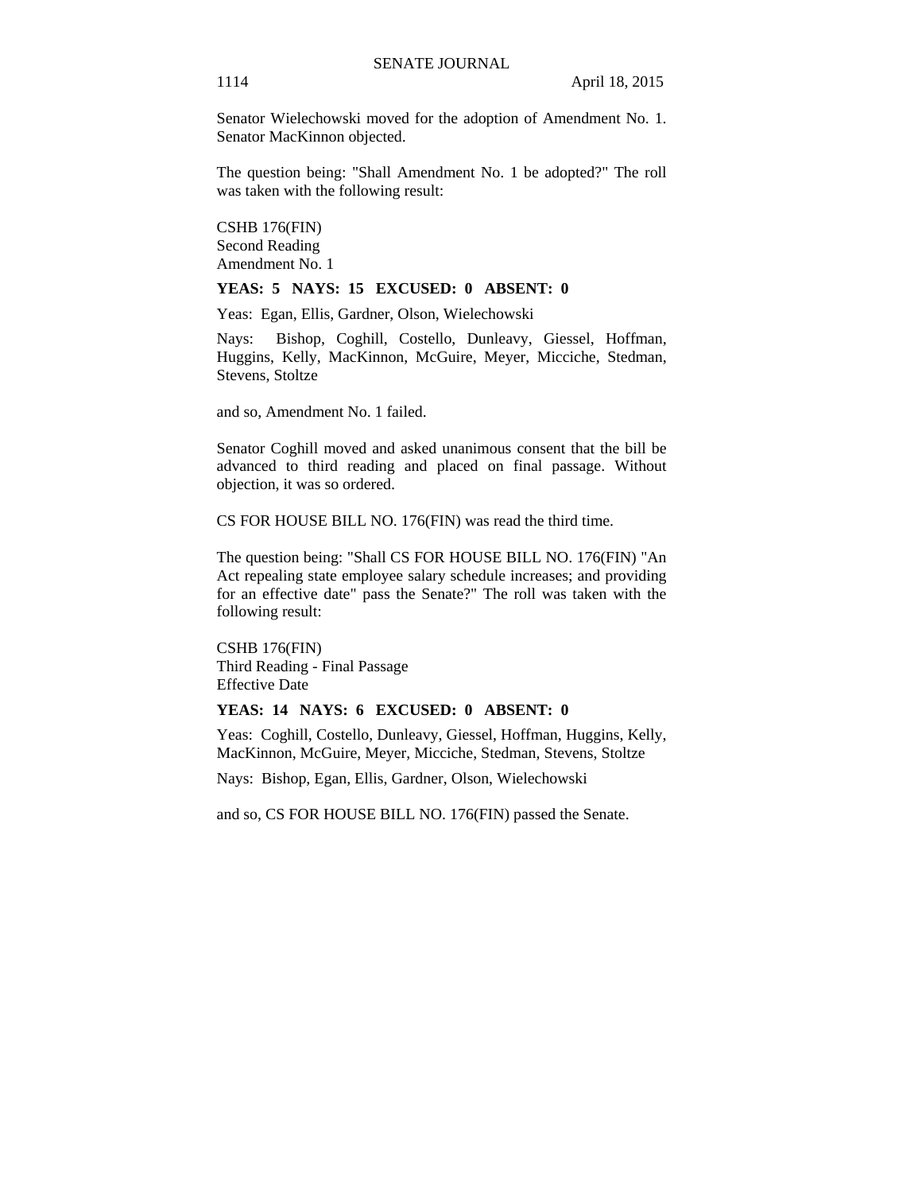Senator Wielechowski moved for the adoption of Amendment No. 1. Senator MacKinnon objected.

The question being: "Shall Amendment No. 1 be adopted?" The roll was taken with the following result:

CSHB 176(FIN)
Second Reading
Amendment No. 1

**YEAS: 5 NAYS: 15 EXCUSED: 0 ABSENT: 0**

Yeas: Egan, Ellis, Gardner, Olson, Wielechowski

Nays: Bishop, Coghill, Costello, Dunleavy, Giessel, Hoffman, Huggins, Kelly, MacKinnon, McGuire, Meyer, Micciche, Stedman, Stevens, Stoltze

and so, Amendment No. 1 failed.

Senator Coghill moved and asked unanimous consent that the bill be advanced to third reading and placed on final passage. Without objection, it was so ordered.

CS FOR HOUSE BILL NO. 176(FIN) was read the third time.

The question being: "Shall CS FOR HOUSE BILL NO. 176(FIN) "An Act repealing state employee salary schedule increases; and providing for an effective date" pass the Senate?" The roll was taken with the following result:

CSHB 176(FIN)
Third Reading - Final Passage
Effective Date

**YEAS: 14 NAYS: 6 EXCUSED: 0 ABSENT: 0**

Yeas: Coghill, Costello, Dunleavy, Giessel, Hoffman, Huggins, Kelly, MacKinnon, McGuire, Meyer, Micciche, Stedman, Stevens, Stoltze

Nays: Bishop, Egan, Ellis, Gardner, Olson, Wielechowski

and so, CS FOR HOUSE BILL NO. 176(FIN) passed the Senate.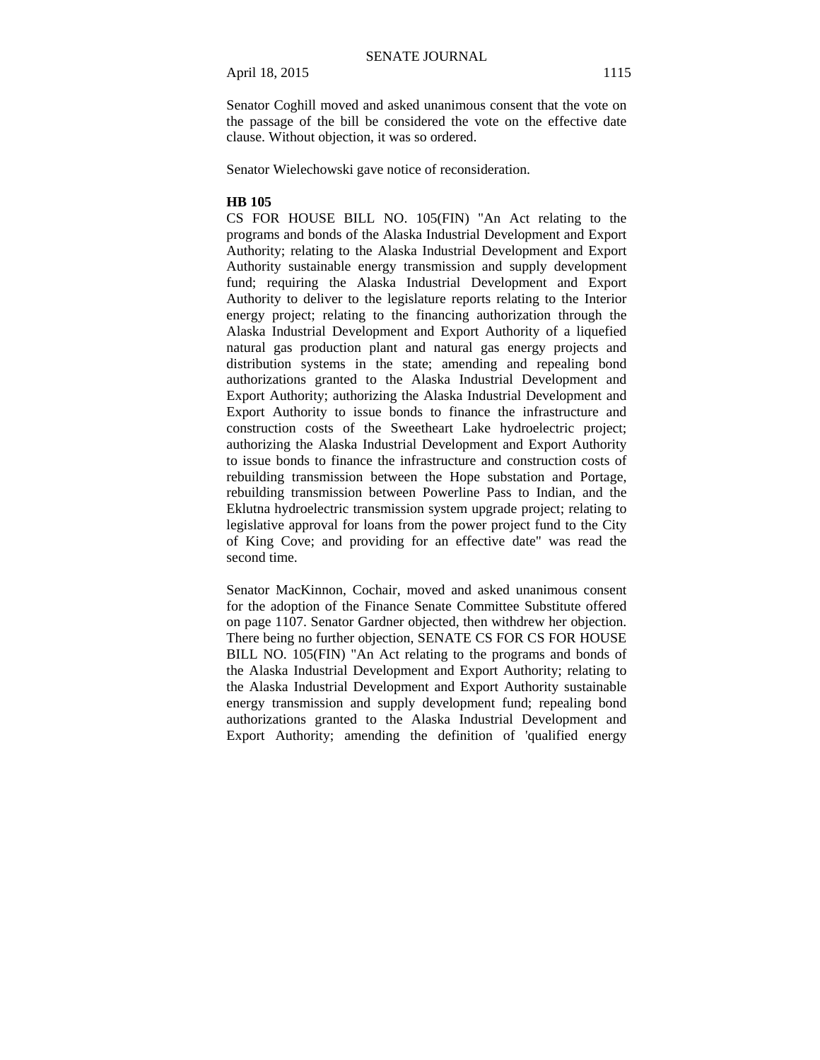Senator Coghill moved and asked unanimous consent that the vote on the passage of the bill be considered the vote on the effective date clause. Without objection, it was so ordered.

Senator Wielechowski gave notice of reconsideration.

**HB 105**

CS FOR HOUSE BILL NO. 105(FIN) "An Act relating to the programs and bonds of the Alaska Industrial Development and Export Authority; relating to the Alaska Industrial Development and Export Authority sustainable energy transmission and supply development fund; requiring the Alaska Industrial Development and Export Authority to deliver to the legislature reports relating to the Interior energy project; relating to the financing authorization through the Alaska Industrial Development and Export Authority of a liquefied natural gas production plant and natural gas energy projects and distribution systems in the state; amending and repealing bond authorizations granted to the Alaska Industrial Development and Export Authority; authorizing the Alaska Industrial Development and Export Authority to issue bonds to finance the infrastructure and construction costs of the Sweetheart Lake hydroelectric project; authorizing the Alaska Industrial Development and Export Authority to issue bonds to finance the infrastructure and construction costs of rebuilding transmission between the Hope substation and Portage, rebuilding transmission between Powerline Pass to Indian, and the Eklutna hydroelectric transmission system upgrade project; relating to legislative approval for loans from the power project fund to the City of King Cove; and providing for an effective date" was read the second time.

Senator MacKinnon, Cochair, moved and asked unanimous consent for the adoption of the Finance Senate Committee Substitute offered on page 1107. Senator Gardner objected, then withdrew her objection. There being no further objection, SENATE CS FOR CS FOR HOUSE BILL NO. 105(FIN) "An Act relating to the programs and bonds of the Alaska Industrial Development and Export Authority; relating to the Alaska Industrial Development and Export Authority sustainable energy transmission and supply development fund; repealing bond authorizations granted to the Alaska Industrial Development and Export Authority; amending the definition of 'qualified energy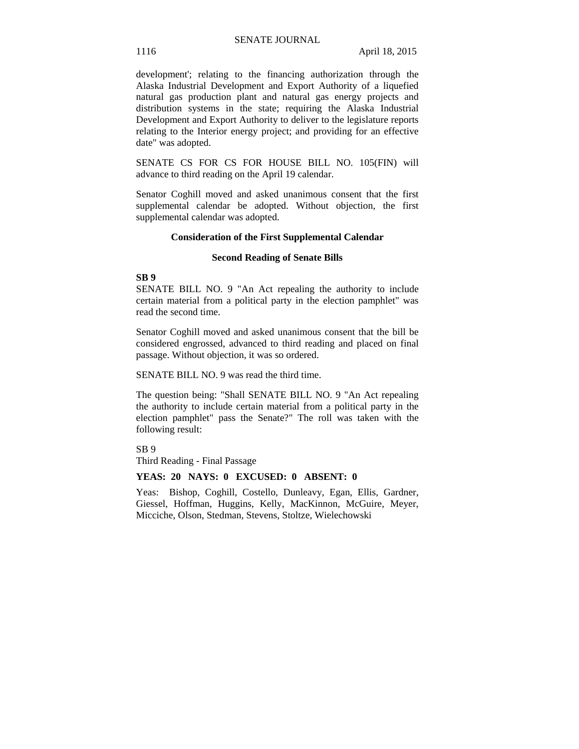development'; relating to the financing authorization through the Alaska Industrial Development and Export Authority of a liquefied natural gas production plant and natural gas energy projects and distribution systems in the state; requiring the Alaska Industrial Development and Export Authority to deliver to the legislature reports relating to the Interior energy project; and providing for an effective date" was adopted.

SENATE CS FOR CS FOR HOUSE BILL NO. 105(FIN) will advance to third reading on the April 19 calendar.

Senator Coghill moved and asked unanimous consent that the first supplemental calendar be adopted. Without objection, the first supplemental calendar was adopted.

### Consideration of the First Supplemental Calendar

### Second Reading of Senate Bills

**SB 9**
SENATE BILL NO. 9 "An Act repealing the authority to include certain material from a political party in the election pamphlet" was read the second time.

Senator Coghill moved and asked unanimous consent that the bill be considered engrossed, advanced to third reading and placed on final passage. Without objection, it was so ordered.

SENATE BILL NO. 9 was read the third time.

The question being: "Shall SENATE BILL NO. 9 "An Act repealing the authority to include certain material from a political party in the election pamphlet" pass the Senate?" The roll was taken with the following result:

SB 9
Third Reading - Final Passage

**YEAS: 20 NAYS: 0 EXCUSED: 0 ABSENT: 0**

Yeas: Bishop, Coghill, Costello, Dunleavy, Egan, Ellis, Gardner, Giessel, Hoffman, Huggins, Kelly, MacKinnon, McGuire, Meyer, Micciche, Olson, Stedman, Stevens, Stoltze, Wielechowski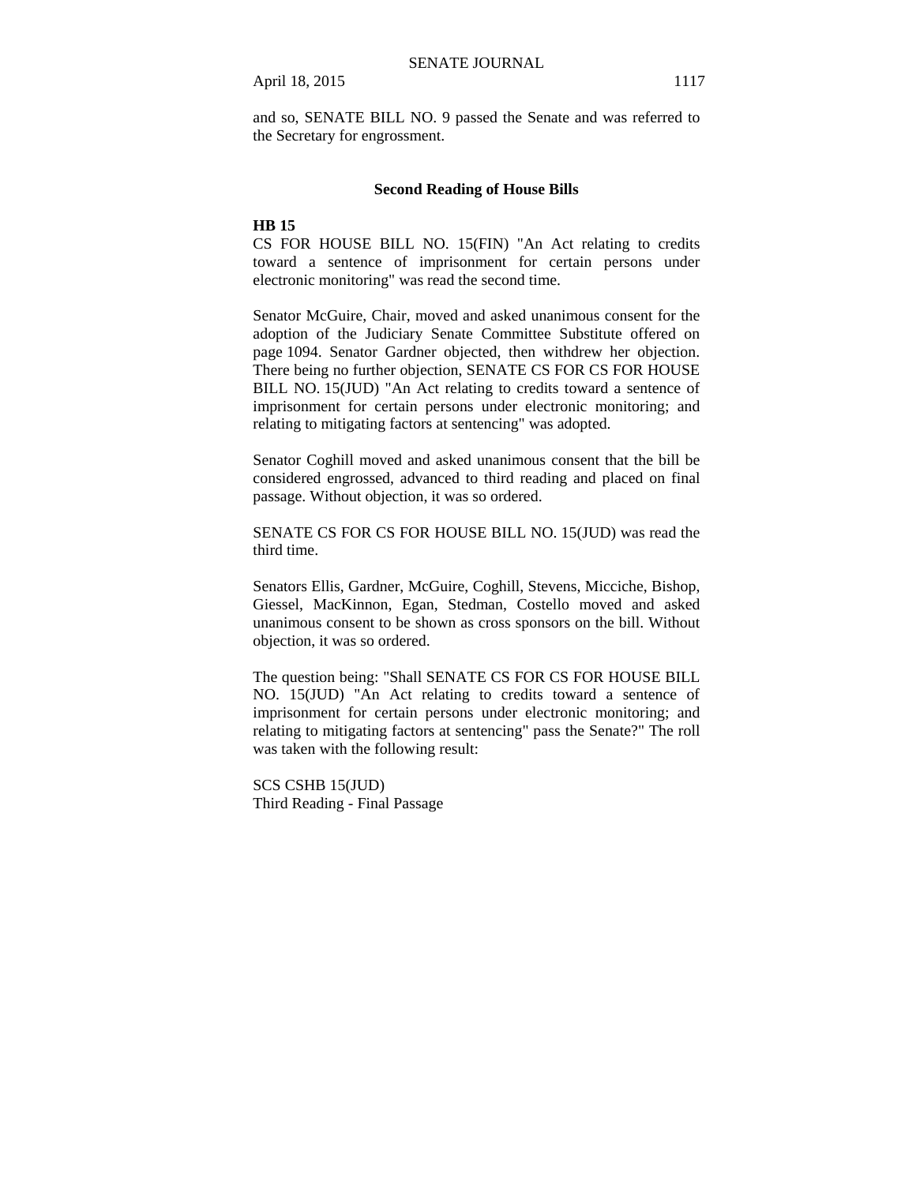and so, SENATE BILL NO. 9 passed the Senate and was referred to the Secretary for engrossment.

### Second Reading of House Bills

**HB 15**

CS FOR HOUSE BILL NO. 15(FIN) "An Act relating to credits toward a sentence of imprisonment for certain persons under electronic monitoring" was read the second time.

Senator McGuire, Chair, moved and asked unanimous consent for the adoption of the Judiciary Senate Committee Substitute offered on page 1094. Senator Gardner objected, then withdrew her objection. There being no further objection, SENATE CS FOR CS FOR HOUSE BILL NO. 15(JUD) "An Act relating to credits toward a sentence of imprisonment for certain persons under electronic monitoring; and relating to mitigating factors at sentencing" was adopted.

Senator Coghill moved and asked unanimous consent that the bill be considered engrossed, advanced to third reading and placed on final passage. Without objection, it was so ordered.

SENATE CS FOR CS FOR HOUSE BILL NO. 15(JUD) was read the third time.

Senators Ellis, Gardner, McGuire, Coghill, Stevens, Micciche, Bishop, Giessel, MacKinnon, Egan, Stedman, Costello moved and asked unanimous consent to be shown as cross sponsors on the bill. Without objection, it was so ordered.

The question being: "Shall SENATE CS FOR CS FOR HOUSE BILL NO. 15(JUD) "An Act relating to credits toward a sentence of imprisonment for certain persons under electronic monitoring; and relating to mitigating factors at sentencing" pass the Senate?" The roll was taken with the following result:

SCS CSHB 15(JUD)
Third Reading - Final Passage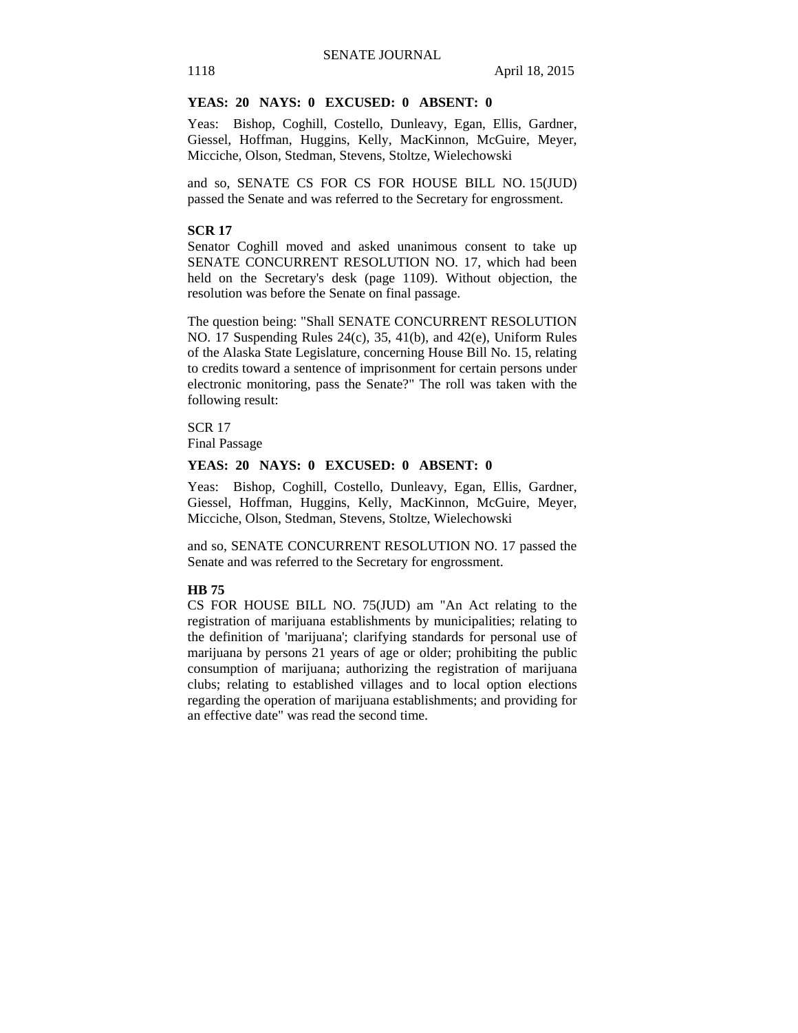**YEAS: 20 NAYS: 0 EXCUSED: 0 ABSENT: 0**

Yeas: Bishop, Coghill, Costello, Dunleavy, Egan, Ellis, Gardner, Giessel, Hoffman, Huggins, Kelly, MacKinnon, McGuire, Meyer, Micciche, Olson, Stedman, Stevens, Stoltze, Wielechowski

and so, SENATE CS FOR CS FOR HOUSE BILL NO. 15(JUD) passed the Senate and was referred to the Secretary for engrossment.

**SCR 17**

Senator Coghill moved and asked unanimous consent to take up SENATE CONCURRENT RESOLUTION NO. 17, which had been held on the Secretary's desk (page 1109). Without objection, the resolution was before the Senate on final passage.

The question being: "Shall SENATE CONCURRENT RESOLUTION NO. 17 Suspending Rules 24(c), 35, 41(b), and 42(e), Uniform Rules of the Alaska State Legislature, concerning House Bill No. 15, relating to credits toward a sentence of imprisonment for certain persons under electronic monitoring, pass the Senate?" The roll was taken with the following result:

SCR 17
Final Passage

**YEAS: 20 NAYS: 0 EXCUSED: 0 ABSENT: 0**

Yeas: Bishop, Coghill, Costello, Dunleavy, Egan, Ellis, Gardner, Giessel, Hoffman, Huggins, Kelly, MacKinnon, McGuire, Meyer, Micciche, Olson, Stedman, Stevens, Stoltze, Wielechowski

and so, SENATE CONCURRENT RESOLUTION NO. 17 passed the Senate and was referred to the Secretary for engrossment.

**HB 75**

CS FOR HOUSE BILL NO. 75(JUD) am "An Act relating to the registration of marijuana establishments by municipalities; relating to the definition of 'marijuana'; clarifying standards for personal use of marijuana by persons 21 years of age or older; prohibiting the public consumption of marijuana; authorizing the registration of marijuana clubs; relating to established villages and to local option elections regarding the operation of marijuana establishments; and providing for an effective date" was read the second time.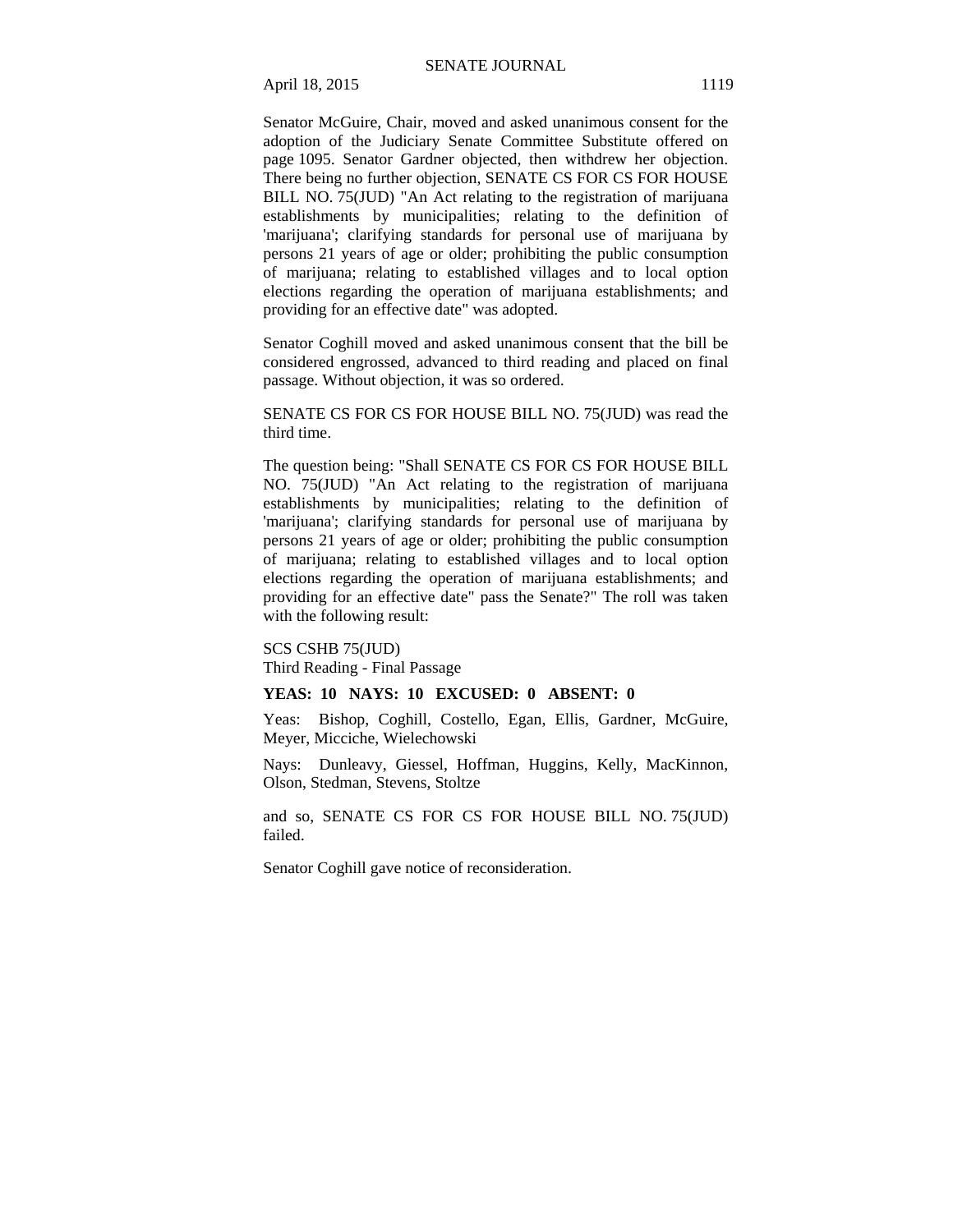Senator McGuire, Chair, moved and asked unanimous consent for the adoption of the Judiciary Senate Committee Substitute offered on page 1095. Senator Gardner objected, then withdrew her objection. There being no further objection, SENATE CS FOR CS FOR HOUSE BILL NO. 75(JUD) "An Act relating to the registration of marijuana establishments by municipalities; relating to the definition of 'marijuana'; clarifying standards for personal use of marijuana by persons 21 years of age or older; prohibiting the public consumption of marijuana; relating to established villages and to local option elections regarding the operation of marijuana establishments; and providing for an effective date" was adopted.

Senator Coghill moved and asked unanimous consent that the bill be considered engrossed, advanced to third reading and placed on final passage. Without objection, it was so ordered.

SENATE CS FOR CS FOR HOUSE BILL NO. 75(JUD) was read the third time.

The question being: "Shall SENATE CS FOR CS FOR HOUSE BILL NO. 75(JUD) "An Act relating to the registration of marijuana establishments by municipalities; relating to the definition of 'marijuana'; clarifying standards for personal use of marijuana by persons 21 years of age or older; prohibiting the public consumption of marijuana; relating to established villages and to local option elections regarding the operation of marijuana establishments; and providing for an effective date" pass the Senate?" The roll was taken with the following result:

SCS CSHB 75(JUD)
Third Reading - Final Passage

**YEAS: 10 NAYS: 10 EXCUSED: 0 ABSENT: 0**

Yeas: Bishop, Coghill, Costello, Egan, Ellis, Gardner, McGuire, Meyer, Micciche, Wielechowski

Nays: Dunleavy, Giessel, Hoffman, Huggins, Kelly, MacKinnon, Olson, Stedman, Stevens, Stoltze

and so, SENATE CS FOR CS FOR HOUSE BILL NO. 75(JUD) failed.

Senator Coghill gave notice of reconsideration.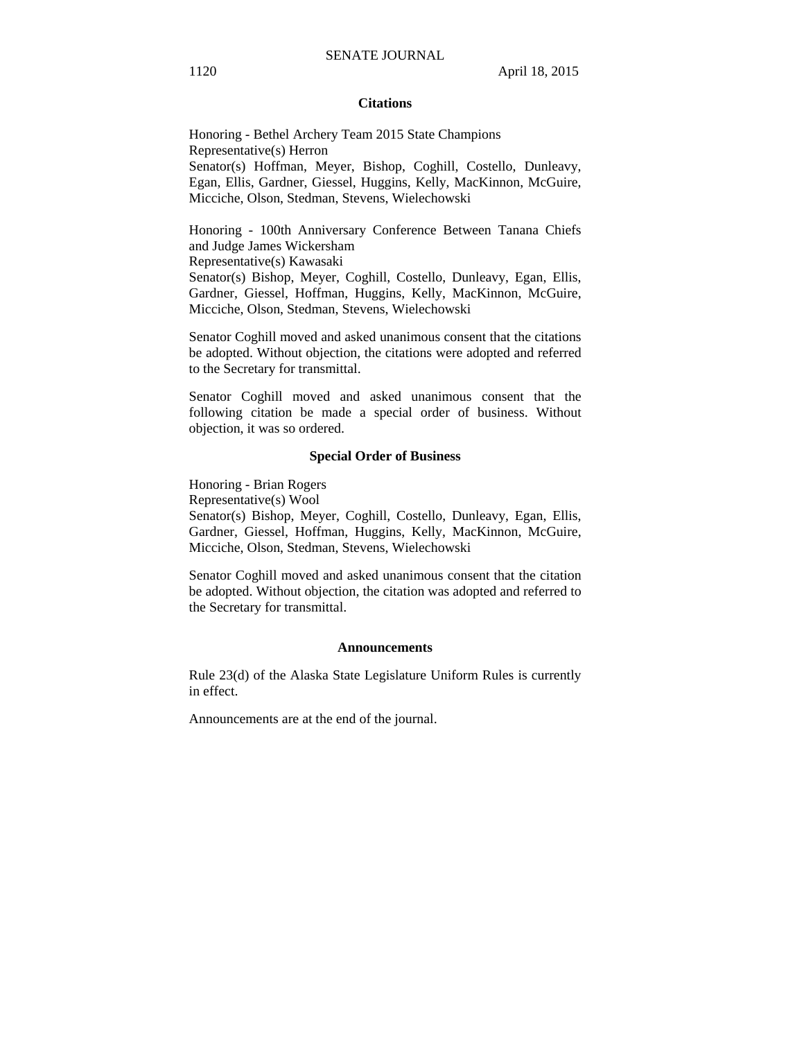## Citations

Honoring - Bethel Archery Team 2015 State Champions
Representative(s) Herron
Senator(s) Hoffman, Meyer, Bishop, Coghill, Costello, Dunleavy, Egan, Ellis, Gardner, Giessel, Huggins, Kelly, MacKinnon, McGuire, Micciche, Olson, Stedman, Stevens, Wielechowski

Honoring - 100th Anniversary Conference Between Tanana Chiefs and Judge James Wickersham
Representative(s) Kawasaki
Senator(s) Bishop, Meyer, Coghill, Costello, Dunleavy, Egan, Ellis, Gardner, Giessel, Hoffman, Huggins, Kelly, MacKinnon, McGuire, Micciche, Olson, Stedman, Stevens, Wielechowski

Senator Coghill moved and asked unanimous consent that the citations be adopted. Without objection, the citations were adopted and referred to the Secretary for transmittal.

Senator Coghill moved and asked unanimous consent that the following citation be made a special order of business. Without objection, it was so ordered.

## Special Order of Business

Honoring - Brian Rogers
Representative(s) Wool
Senator(s) Bishop, Meyer, Coghill, Costello, Dunleavy, Egan, Ellis, Gardner, Giessel, Hoffman, Huggins, Kelly, MacKinnon, McGuire, Micciche, Olson, Stedman, Stevens, Wielechowski

Senator Coghill moved and asked unanimous consent that the citation be adopted. Without objection, the citation was adopted and referred to the Secretary for transmittal.

## Announcements

Rule 23(d) of the Alaska State Legislature Uniform Rules is currently in effect.

Announcements are at the end of the journal.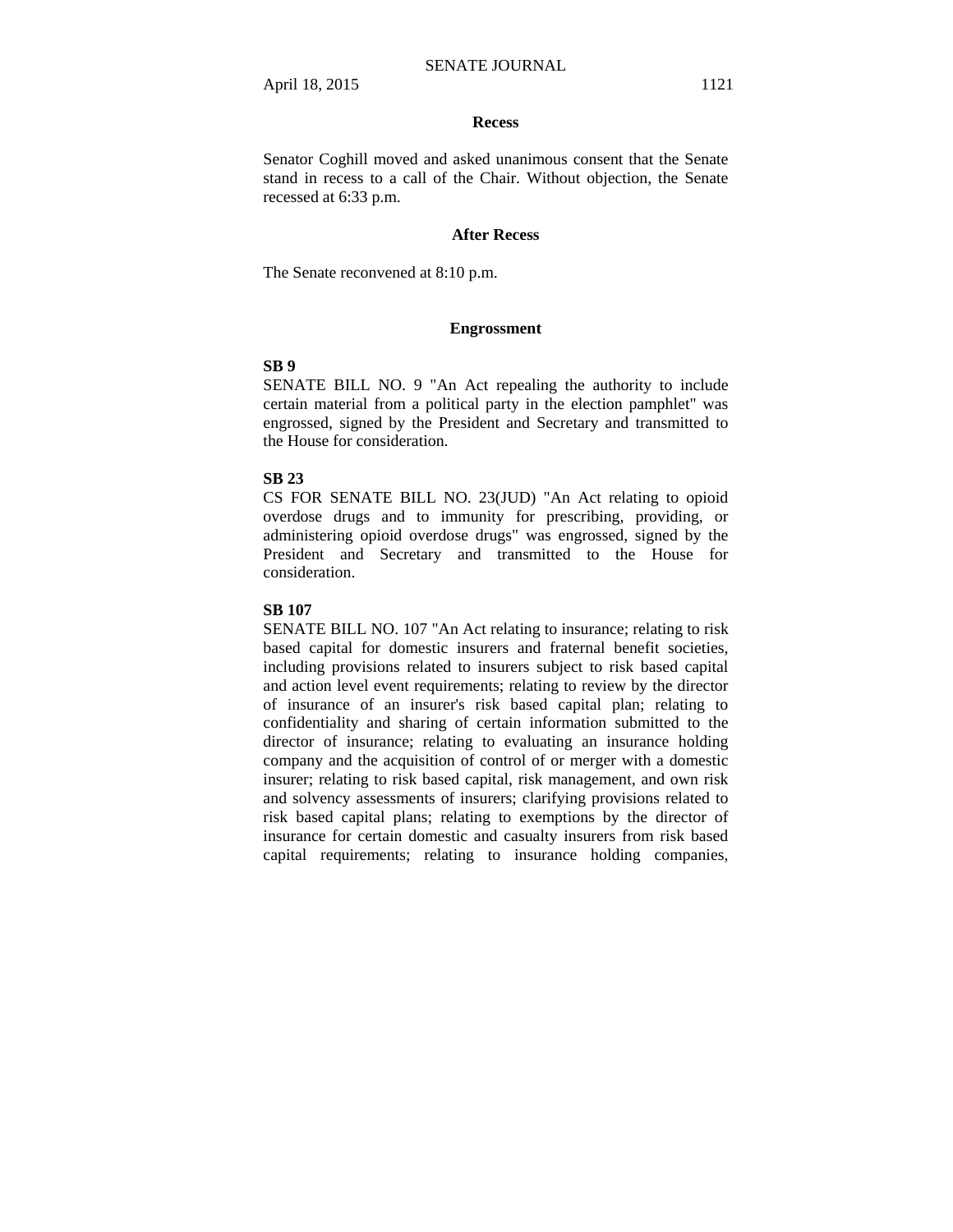## Recess

Senator Coghill moved and asked unanimous consent that the Senate stand in recess to a call of the Chair. Without objection, the Senate recessed at 6:33 p.m.

## After Recess

The Senate reconvened at 8:10 p.m.

## Engrossment

**SB 9**

SENATE BILL NO. 9 "An Act repealing the authority to include certain material from a political party in the election pamphlet" was engrossed, signed by the President and Secretary and transmitted to the House for consideration.

**SB 23**

CS FOR SENATE BILL NO. 23(JUD) "An Act relating to opioid overdose drugs and to immunity for prescribing, providing, or administering opioid overdose drugs" was engrossed, signed by the President and Secretary and transmitted to the House for consideration.

**SB 107**

SENATE BILL NO. 107 "An Act relating to insurance; relating to risk based capital for domestic insurers and fraternal benefit societies, including provisions related to insurers subject to risk based capital and action level event requirements; relating to review by the director of insurance of an insurer's risk based capital plan; relating to confidentiality and sharing of certain information submitted to the director of insurance; relating to evaluating an insurance holding company and the acquisition of control of or merger with a domestic insurer; relating to risk based capital, risk management, and own risk and solvency assessments of insurers; clarifying provisions related to risk based capital plans; relating to exemptions by the director of insurance for certain domestic and casualty insurers from risk based capital requirements; relating to insurance holding companies,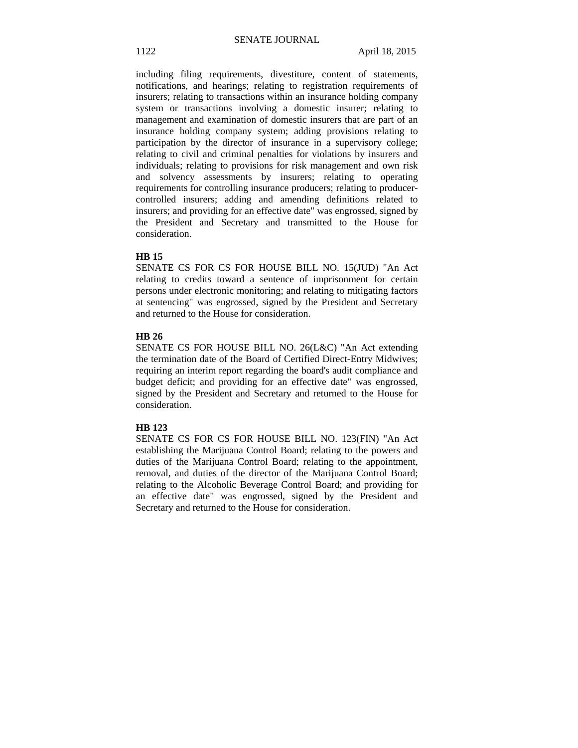including filing requirements, divestiture, content of statements, notifications, and hearings; relating to registration requirements of insurers; relating to transactions within an insurance holding company system or transactions involving a domestic insurer; relating to management and examination of domestic insurers that are part of an insurance holding company system; adding provisions relating to participation by the director of insurance in a supervisory college; relating to civil and criminal penalties for violations by insurers and individuals; relating to provisions for risk management and own risk and solvency assessments by insurers; relating to operating requirements for controlling insurance producers; relating to producer-controlled insurers; adding and amending definitions related to insurers; and providing for an effective date" was engrossed, signed by the President and Secretary and transmitted to the House for consideration.

**HB 15**

SENATE CS FOR CS FOR HOUSE BILL NO. 15(JUD) "An Act relating to credits toward a sentence of imprisonment for certain persons under electronic monitoring; and relating to mitigating factors at sentencing" was engrossed, signed by the President and Secretary and returned to the House for consideration.

**HB 26**

SENATE CS FOR HOUSE BILL NO. 26(L&C) "An Act extending the termination date of the Board of Certified Direct-Entry Midwives; requiring an interim report regarding the board's audit compliance and budget deficit; and providing for an effective date" was engrossed, signed by the President and Secretary and returned to the House for consideration.

**HB 123**

SENATE CS FOR CS FOR HOUSE BILL NO. 123(FIN) "An Act establishing the Marijuana Control Board; relating to the powers and duties of the Marijuana Control Board; relating to the appointment, removal, and duties of the director of the Marijuana Control Board; relating to the Alcoholic Beverage Control Board; and providing for an effective date" was engrossed, signed by the President and Secretary and returned to the House for consideration.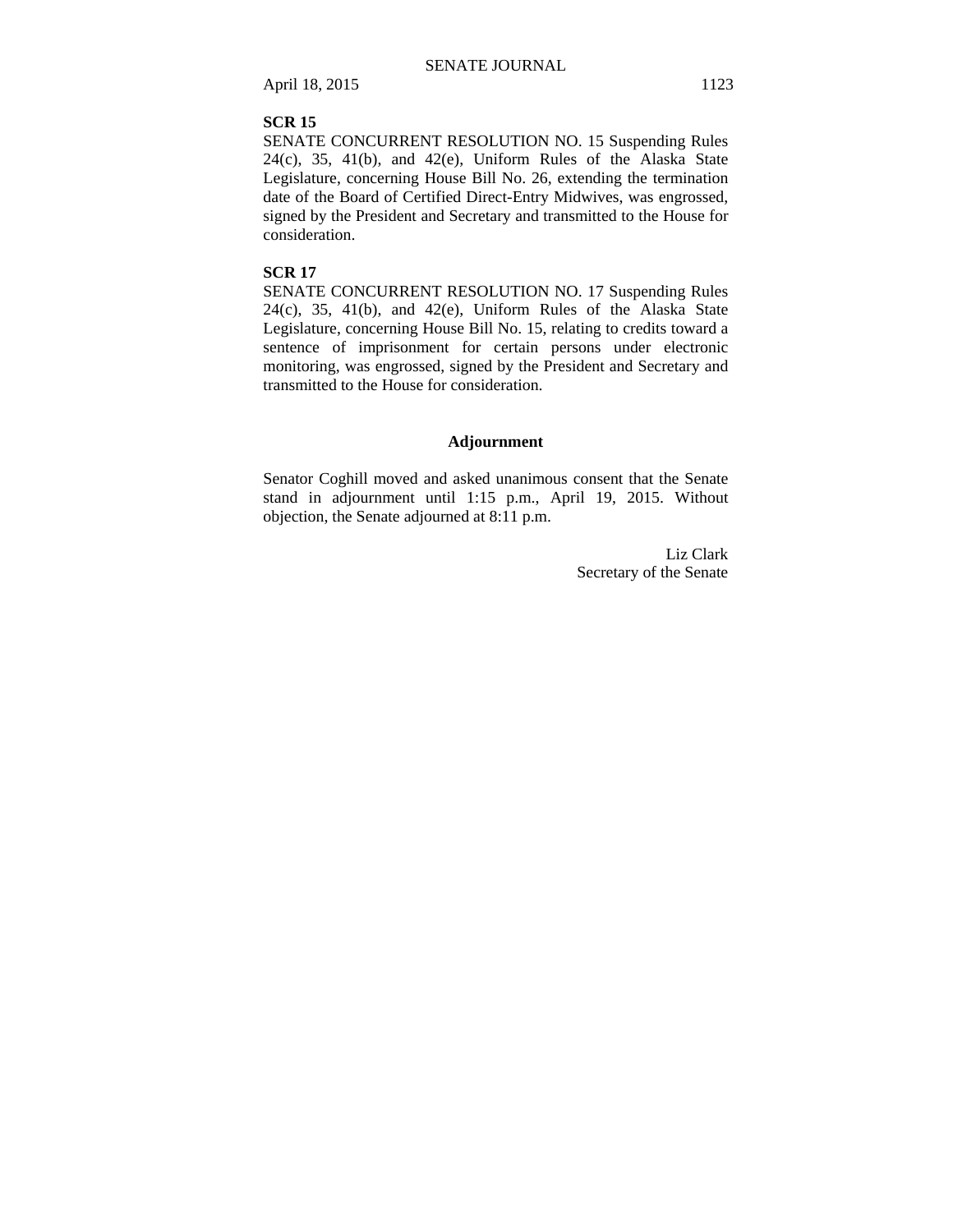**SCR 15**

SENATE CONCURRENT RESOLUTION NO. 15 Suspending Rules 24(c), 35, 41(b), and 42(e), Uniform Rules of the Alaska State Legislature, concerning House Bill No. 26, extending the termination date of the Board of Certified Direct-Entry Midwives, was engrossed, signed by the President and Secretary and transmitted to the House for consideration.

**SCR 17**

SENATE CONCURRENT RESOLUTION NO. 17 Suspending Rules 24(c), 35, 41(b), and 42(e), Uniform Rules of the Alaska State Legislature, concerning House Bill No. 15, relating to credits toward a sentence of imprisonment for certain persons under electronic monitoring, was engrossed, signed by the President and Secretary and transmitted to the House for consideration.

## Adjournment

Senator Coghill moved and asked unanimous consent that the Senate stand in adjournment until 1:15 p.m., April 19, 2015. Without objection, the Senate adjourned at 8:11 p.m.

Liz Clark
Secretary of the Senate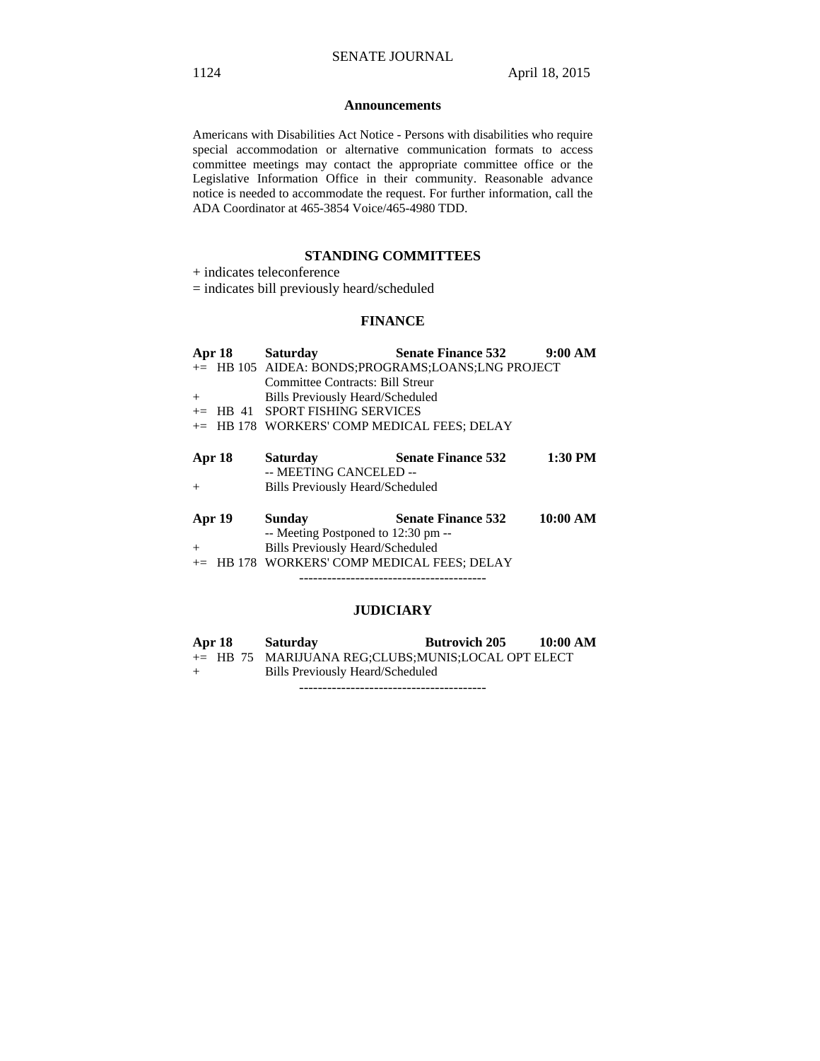## Announcements

Americans with Disabilities Act Notice - Persons with disabilities who require special accommodation or alternative communication formats to access committee meetings may contact the appropriate committee office or the Legislative Information Office in their community. Reasonable advance notice is needed to accommodate the request. For further information, call the ADA Coordinator at 465-3854 Voice/465-4980 TDD.

## STANDING COMMITTEES

+ indicates teleconference
= indicates bill previously heard/scheduled

### FINANCE

**Apr 18 Saturday Senate Finance 532 9:00 AM**

+= HB 105 AIDEA: BONDS;PROGRAMS;LOANS;LNG PROJECT
Committee Contracts: Bill Streur
+ Bills Previously Heard/Scheduled
+= HB 41 SPORT FISHING SERVICES
+= HB 178 WORKERS' COMP MEDICAL FEES; DELAY

**Apr 18 Saturday Senate Finance 532 1:30 PM**

-- MEETING CANCELED --
+ Bills Previously Heard/Scheduled

**Apr 19 Sunday Senate Finance 532 10:00 AM**

-- Meeting Postponed to 12:30 pm --
+ Bills Previously Heard/Scheduled
+= HB 178 WORKERS' COMP MEDICAL FEES; DELAY

----------------------------------------

### JUDICIARY

**Apr 18 Saturday Butrovich 205 10:00 AM**

+= HB 75 MARIJUANA REG;CLUBS;MUNIS;LOCAL OPT ELECT
+ Bills Previously Heard/Scheduled

----------------------------------------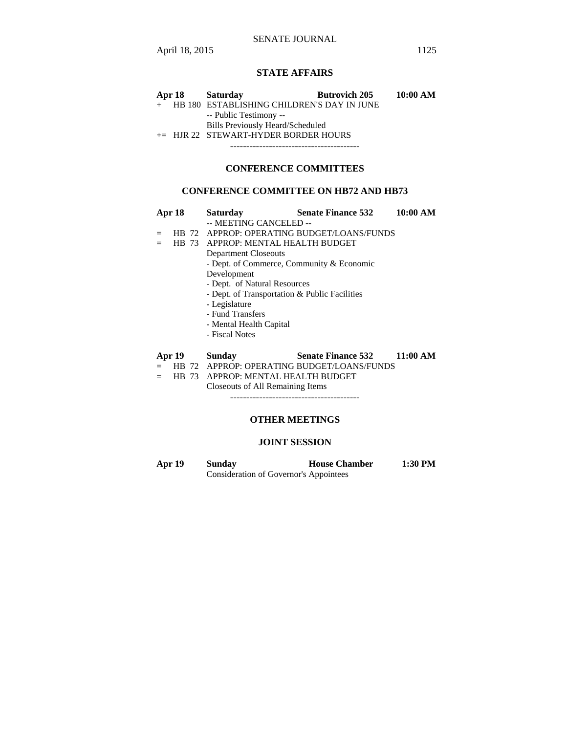## STATE AFFAIRS

**Apr 18 Saturday Butrovich 205 10:00 AM**

\+ HB 180 ESTABLISHING CHILDREN'S DAY IN JUNE
-- Public Testimony --
Bills Previously Heard/Scheduled
+= HJR 22 STEWART-HYDER BORDER HOURS

----------------------------------------

## CONFERENCE COMMITTEES

### CONFERENCE COMMITTEE ON HB72 AND HB73

**Apr 18 Saturday Senate Finance 532 10:00 AM**

-- MEETING CANCELED --
= HB 72 APPROP: OPERATING BUDGET/LOANS/FUNDS
= HB 73 APPROP: MENTAL HEALTH BUDGET
Department Closeouts
- Dept. of Commerce, Community & Economic Development
- Dept. of Natural Resources
- Dept. of Transportation & Public Facilities
- Legislature
- Fund Transfers
- Mental Health Capital
- Fiscal Notes

**Apr 19 Sunday Senate Finance 532 11:00 AM**

= HB 72 APPROP: OPERATING BUDGET/LOANS/FUNDS
= HB 73 APPROP: MENTAL HEALTH BUDGET
Closeouts of All Remaining Items

----------------------------------------

## OTHER MEETINGS

### JOINT SESSION

**Apr 19 Sunday House Chamber 1:30 PM**

Consideration of Governor's Appointees